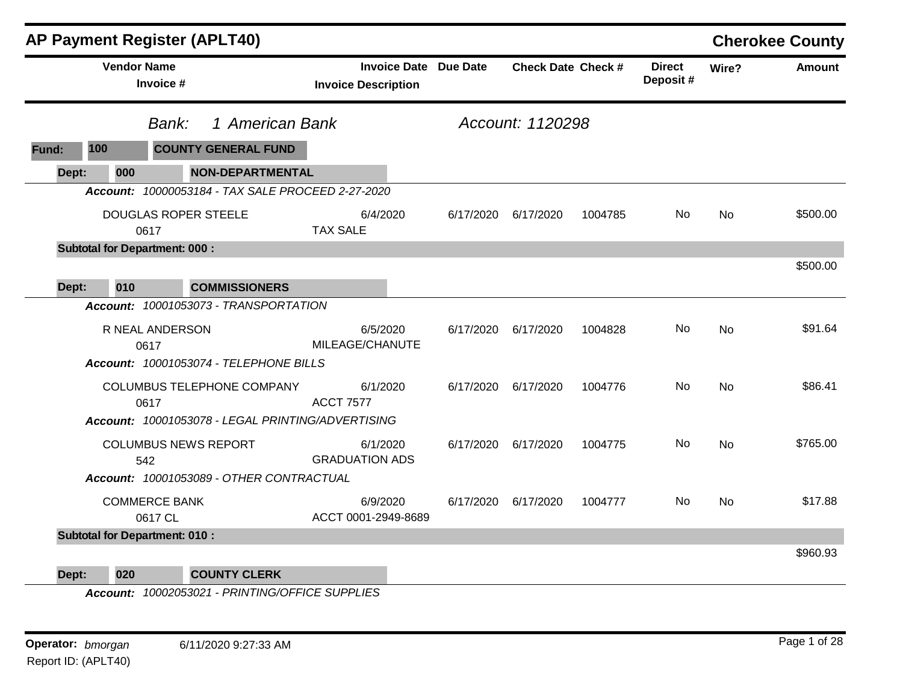# AP Payment Register (APLT40)

## Cherokee County

**Bank:** 1 American Bank  **Account:** 1120298

**Fund:** 100 COUNTY GENERAL FUND

**Dept:** 000 NON-DEPARTMENTAL

| Vendor Name / Invoice # | Invoice Date / Invoice Description | Due Date | Check Date | Check # | Direct Deposit # | Wire? | Amount |
|---|---|---|---|---|---|---|---|
| ***Account:** 10000053184 - TAX SALE PROCEED 2-27-2020* | | | | | | | |
| DOUGLAS ROPER STEELE<br>0617 | 6/4/2020<br>TAX SALE | 6/17/2020 | 6/17/2020 | 1004785 | No | No | $500.00 |
| **Subtotal for Department: 000 :** | | | | | | | $500.00 |

**Dept:** 010 COMMISSIONERS

| Vendor Name / Invoice # | Invoice Date / Invoice Description | Due Date | Check Date | Check # | Direct Deposit # | Wire? | Amount |
|---|---|---|---|---|---|---|---|
| ***Account:** 10001053073 - TRANSPORTATION* | | | | | | | |
| R NEAL ANDERSON<br>0617 | 6/5/2020<br>MILEAGE/CHANUTE | 6/17/2020 | 6/17/2020 | 1004828 | No | No | $91.64 |
| ***Account:** 10001053074 - TELEPHONE BILLS* | | | | | | | |
| COLUMBUS TELEPHONE COMPANY<br>0617 | 6/1/2020<br>ACCT 7577 | 6/17/2020 | 6/17/2020 | 1004776 | No | No | $86.41 |
| ***Account:** 10001053078 - LEGAL PRINTING/ADVERTISING* | | | | | | | |
| COLUMBUS NEWS REPORT<br>542 | 6/1/2020<br>GRADUATION ADS | 6/17/2020 | 6/17/2020 | 1004775 | No | No | $765.00 |
| ***Account:** 10001053089 - OTHER CONTRACTUAL* | | | | | | | |
| COMMERCE BANK<br>0617 CL | 6/9/2020<br>ACCT 0001-2949-8689 | 6/17/2020 | 6/17/2020 | 1004777 | No | No | $17.88 |
| **Subtotal for Department: 010 :** | | | | | | | $960.93 |

**Dept:** 020 COUNTY CLERK

***Account:** 10002053021 - PRINTING/OFFICE SUPPLIES*

**Operator:** *bmorgan* 6/11/2020 9:27:33 AM

Report ID: (APLT40)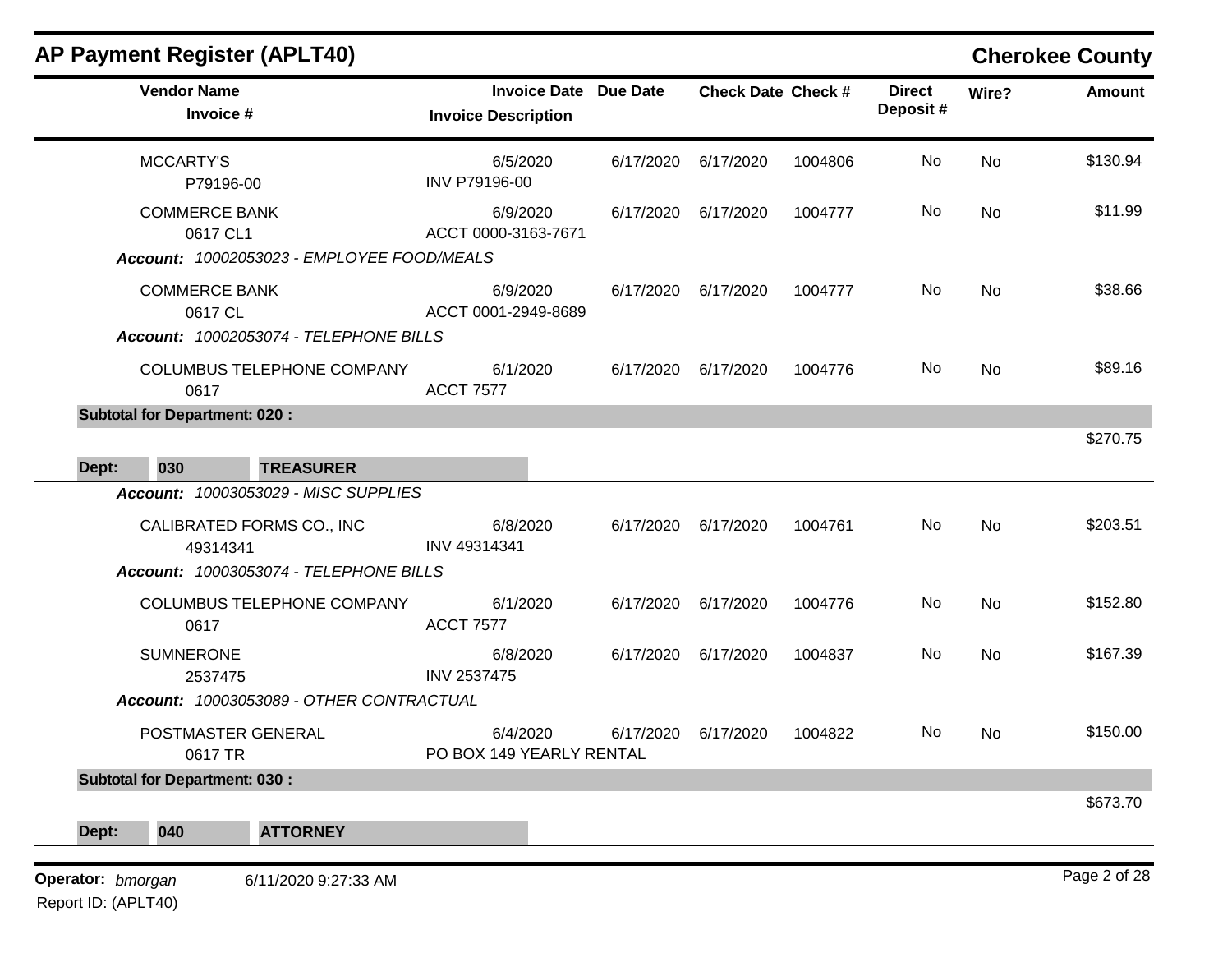# AP Payment Register (APLT40)

## Cherokee County

| Vendor Name / Invoice # | Invoice Date / Invoice Description | Due Date | Check Date | Check # | Direct Deposit # | Wire? | Amount |
|---|---|---|---|---|---|---|---|
| MCCARTY'S<br>P79196-00 | 6/5/2020<br>INV P79196-00 | 6/17/2020 | 6/17/2020 | 1004806 | No | No | $130.94 |
| COMMERCE BANK<br>0617 CL1 | 6/9/2020<br>ACCT 0000-3163-7671 | 6/17/2020 | 6/17/2020 | 1004777 | No | No | $11.99 |
| ***Account:*** *10002053023 - EMPLOYEE FOOD/MEALS* | | | | | | | |
| COMMERCE BANK<br>0617 CL | 6/9/2020<br>ACCT 0001-2949-8689 | 6/17/2020 | 6/17/2020 | 1004777 | No | No | $38.66 |
| ***Account:*** *10002053074 - TELEPHONE BILLS* | | | | | | | |
| COLUMBUS TELEPHONE COMPANY<br>0617 | 6/1/2020<br>ACCT 7577 | 6/17/2020 | 6/17/2020 | 1004776 | No | No | $89.16 |
| **Subtotal for Department: 020 :** | | | | | | | $270.75 |
| **Dept: 030 TREASURER** | | | | | | | |
| ***Account:*** *10003053029 - MISC SUPPLIES* | | | | | | | |
| CALIBRATED FORMS CO., INC<br>49314341 | 6/8/2020<br>INV 49314341 | 6/17/2020 | 6/17/2020 | 1004761 | No | No | $203.51 |
| ***Account:*** *10003053074 - TELEPHONE BILLS* | | | | | | | |
| COLUMBUS TELEPHONE COMPANY<br>0617 | 6/1/2020<br>ACCT 7577 | 6/17/2020 | 6/17/2020 | 1004776 | No | No | $152.80 |
| SUMNERONE<br>2537475 | 6/8/2020<br>INV 2537475 | 6/17/2020 | 6/17/2020 | 1004837 | No | No | $167.39 |
| ***Account:*** *10003053089 - OTHER CONTRACTUAL* | | | | | | | |
| POSTMASTER GENERAL<br>0617 TR | 6/4/2020<br>PO BOX 149 YEARLY RENTAL | 6/17/2020 | 6/17/2020 | 1004822 | No | No | $150.00 |
| **Subtotal for Department: 030 :** | | | | | | | $673.70 |
| **Dept: 040 ATTORNEY** | | | | | | | |

**Operator:** *bmorgan* 6/11/2020 9:27:33 AM

Report ID: (APLT40)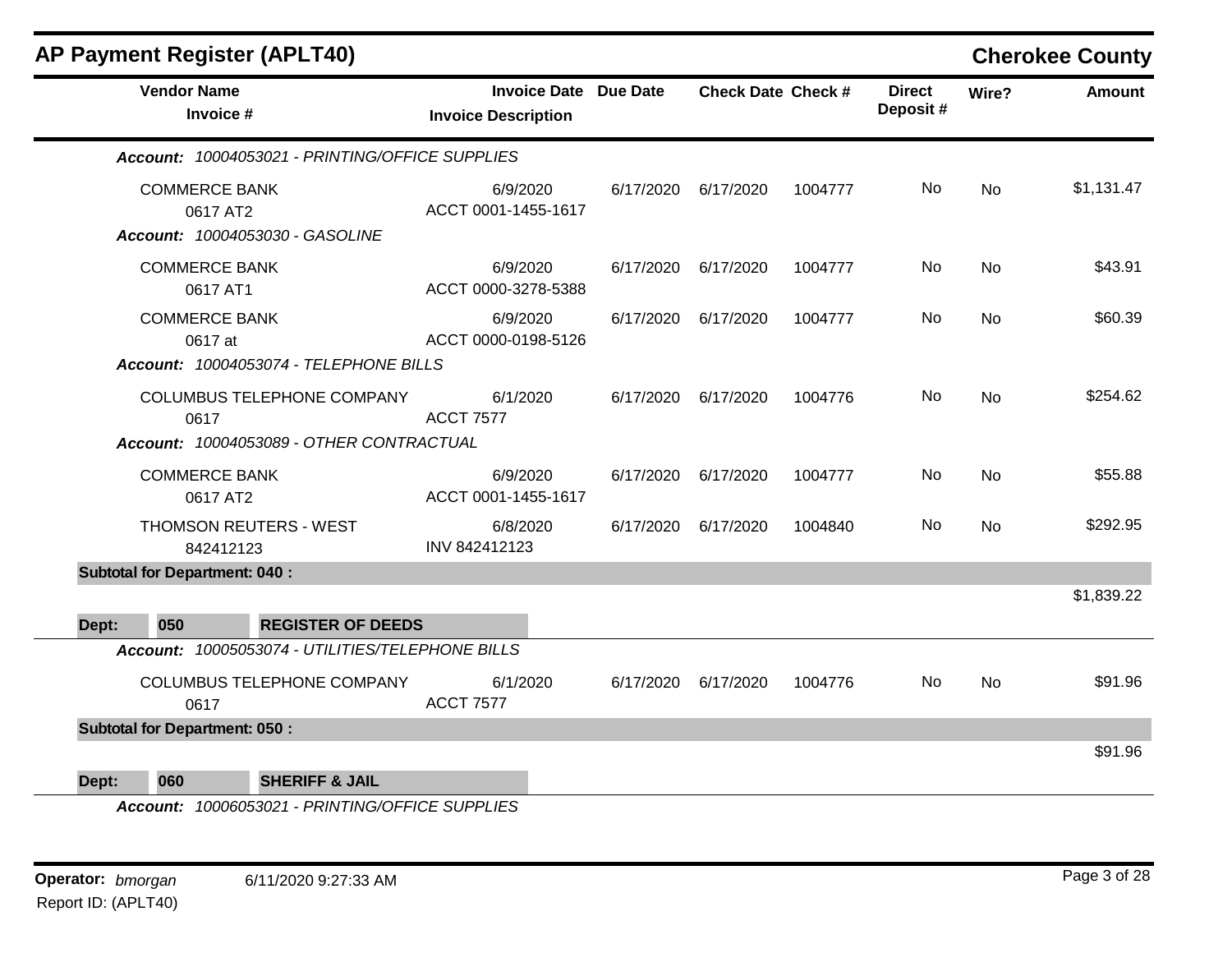# AP Payment Register (APLT40)

**Cherokee County**

| Vendor Name / Invoice # | Invoice Date / Invoice Description | Due Date | Check Date | Check # | Direct Deposit # | Wire? | Amount |
|---|---|---|---|---|---|---|---|
| ***Account:** 10004053021 - PRINTING/OFFICE SUPPLIES* | | | | | | | |
| COMMERCE BANK 0617 AT2 | 6/9/2020 ACCT 0001-1455-1617 | 6/17/2020 | 6/17/2020 | 1004777 | No | No | $1,131.47 |
| ***Account:** 10004053030 - GASOLINE* | | | | | | | |
| COMMERCE BANK 0617 AT1 | 6/9/2020 ACCT 0000-3278-5388 | 6/17/2020 | 6/17/2020 | 1004777 | No | No | $43.91 |
| COMMERCE BANK 0617 at | 6/9/2020 ACCT 0000-0198-5126 | 6/17/2020 | 6/17/2020 | 1004777 | No | No | $60.39 |
| ***Account:** 10004053074 - TELEPHONE BILLS* | | | | | | | |
| COLUMBUS TELEPHONE COMPANY 0617 | 6/1/2020 ACCT 7577 | 6/17/2020 | 6/17/2020 | 1004776 | No | No | $254.62 |
| ***Account:** 10004053089 - OTHER CONTRACTUAL* | | | | | | | |
| COMMERCE BANK 0617 AT2 | 6/9/2020 ACCT 0001-1455-1617 | 6/17/2020 | 6/17/2020 | 1004777 | No | No | $55.88 |
| THOMSON REUTERS - WEST 842412123 | 6/8/2020 INV 842412123 | 6/17/2020 | 6/17/2020 | 1004840 | No | No | $292.95 |
| **Subtotal for Department: 040 :** | | | | | | | $1,839.22 |
| **Dept: 050 REGISTER OF DEEDS** | | | | | | | |
| ***Account:** 10005053074 - UTILITIES/TELEPHONE BILLS* | | | | | | | |
| COLUMBUS TELEPHONE COMPANY 0617 | 6/1/2020 ACCT 7577 | 6/17/2020 | 6/17/2020 | 1004776 | No | No | $91.96 |
| **Subtotal for Department: 050 :** | | | | | | | $91.96 |
| **Dept: 060 SHERIFF & JAIL** | | | | | | | |
| ***Account:** 10006053021 - PRINTING/OFFICE SUPPLIES* | | | | | | | |

**Operator:** *bmorgan* 6/11/2020 9:27:33 AM

Report ID: (APLT40)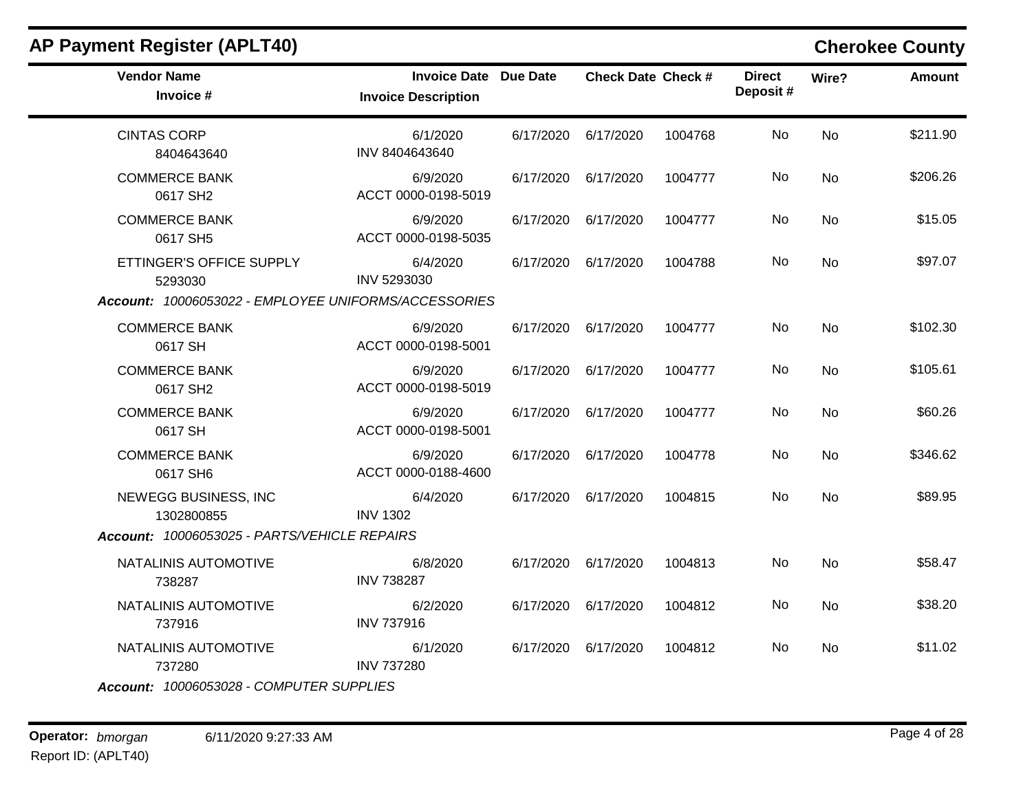## AP Payment Register (APLT40)

**Cherokee County**

| Vendor Name / Invoice # | Invoice Date / Invoice Description | Due Date | Check Date | Check # | Direct Deposit # | Wire? | Amount |
|---|---|---|---|---|---|---|---|
| CINTAS CORP<br>8404643640 | 6/1/2020<br>INV 8404643640 | 6/17/2020 | 6/17/2020 | 1004768 | No | No | $211.90 |
| COMMERCE BANK<br>0617 SH2 | 6/9/2020<br>ACCT 0000-0198-5019 | 6/17/2020 | 6/17/2020 | 1004777 | No | No | $206.26 |
| COMMERCE BANK<br>0617 SH5 | 6/9/2020<br>ACCT 0000-0198-5035 | 6/17/2020 | 6/17/2020 | 1004777 | No | No | $15.05 |
| ETTINGER'S OFFICE SUPPLY<br>5293030 | 6/4/2020<br>INV 5293030 | 6/17/2020 | 6/17/2020 | 1004788 | No | No | $97.07 |
| ***Account:*** *10006053022 - EMPLOYEE UNIFORMS/ACCESSORIES* | | | | | | | |
| COMMERCE BANK<br>0617 SH | 6/9/2020<br>ACCT 0000-0198-5001 | 6/17/2020 | 6/17/2020 | 1004777 | No | No | $102.30 |
| COMMERCE BANK<br>0617 SH2 | 6/9/2020<br>ACCT 0000-0198-5019 | 6/17/2020 | 6/17/2020 | 1004777 | No | No | $105.61 |
| COMMERCE BANK<br>0617 SH | 6/9/2020<br>ACCT 0000-0198-5001 | 6/17/2020 | 6/17/2020 | 1004777 | No | No | $60.26 |
| COMMERCE BANK<br>0617 SH6 | 6/9/2020<br>ACCT 0000-0188-4600 | 6/17/2020 | 6/17/2020 | 1004778 | No | No | $346.62 |
| NEWEGG BUSINESS, INC<br>1302800855 | 6/4/2020<br>INV 1302 | 6/17/2020 | 6/17/2020 | 1004815 | No | No | $89.95 |
| ***Account:*** *10006053025 - PARTS/VEHICLE REPAIRS* | | | | | | | |
| NATALINIS AUTOMOTIVE<br>738287 | 6/8/2020<br>INV 738287 | 6/17/2020 | 6/17/2020 | 1004813 | No | No | $58.47 |
| NATALINIS AUTOMOTIVE<br>737916 | 6/2/2020<br>INV 737916 | 6/17/2020 | 6/17/2020 | 1004812 | No | No | $38.20 |
| NATALINIS AUTOMOTIVE<br>737280 | 6/1/2020<br>INV 737280 | 6/17/2020 | 6/17/2020 | 1004812 | No | No | $11.02 |
| ***Account:*** *10006053028 - COMPUTER SUPPLIES* | | | | | | | |

**Operator:** *bmorgan* 6/11/2020 9:27:33 AM
Report ID: (APLT40)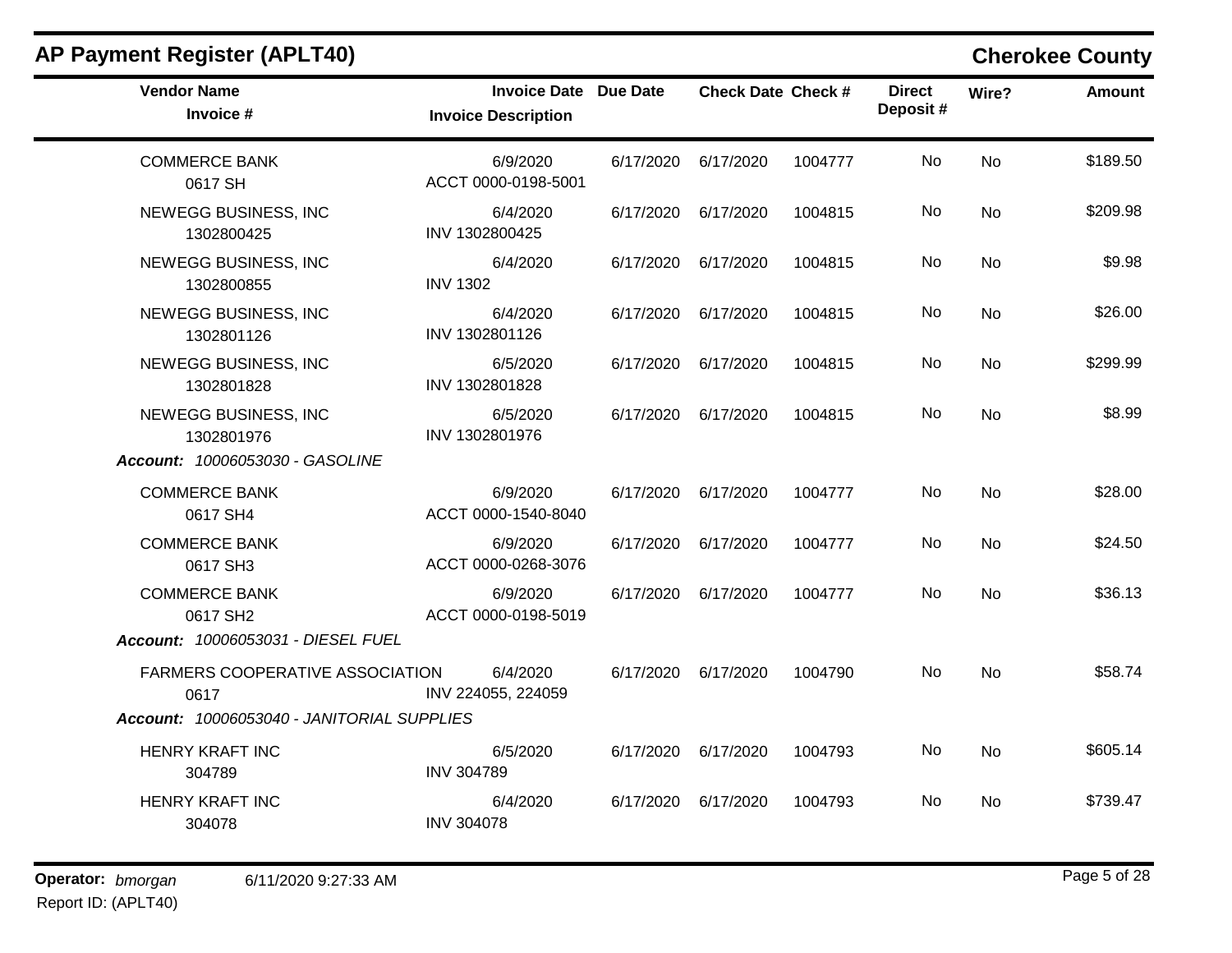## AP Payment Register (APLT40)

**Cherokee County**

| Vendor Name / Invoice # | Invoice Date / Invoice Description | Due Date | Check Date | Check # | Direct Deposit # | Wire? | Amount |
|---|---|---|---|---|---|---|---|
| COMMERCE BANK<br>0617 SH | 6/9/2020<br>ACCT 0000-0198-5001 | 6/17/2020 | 6/17/2020 | 1004777 | No | No | $189.50 |
| NEWEGG BUSINESS, INC<br>1302800425 | 6/4/2020<br>INV 1302800425 | 6/17/2020 | 6/17/2020 | 1004815 | No | No | $209.98 |
| NEWEGG BUSINESS, INC<br>1302800855 | 6/4/2020<br>INV 1302 | 6/17/2020 | 6/17/2020 | 1004815 | No | No | $9.98 |
| NEWEGG BUSINESS, INC<br>1302801126 | 6/4/2020<br>INV 1302801126 | 6/17/2020 | 6/17/2020 | 1004815 | No | No | $26.00 |
| NEWEGG BUSINESS, INC<br>1302801828 | 6/5/2020<br>INV 1302801828 | 6/17/2020 | 6/17/2020 | 1004815 | No | No | $299.99 |
| NEWEGG BUSINESS, INC<br>1302801976 | 6/5/2020<br>INV 1302801976 | 6/17/2020 | 6/17/2020 | 1004815 | No | No | $8.99 |
| ***Account:*** *10006053030 - GASOLINE* | | | | | | | |
| COMMERCE BANK<br>0617 SH4 | 6/9/2020<br>ACCT 0000-1540-8040 | 6/17/2020 | 6/17/2020 | 1004777 | No | No | $28.00 |
| COMMERCE BANK<br>0617 SH3 | 6/9/2020<br>ACCT 0000-0268-3076 | 6/17/2020 | 6/17/2020 | 1004777 | No | No | $24.50 |
| COMMERCE BANK<br>0617 SH2 | 6/9/2020<br>ACCT 0000-0198-5019 | 6/17/2020 | 6/17/2020 | 1004777 | No | No | $36.13 |
| ***Account:*** *10006053031 - DIESEL FUEL* | | | | | | | |
| FARMERS COOPERATIVE ASSOCIATION<br>0617 | 6/4/2020<br>INV 224055, 224059 | 6/17/2020 | 6/17/2020 | 1004790 | No | No | $58.74 |
| ***Account:*** *10006053040 - JANITORIAL SUPPLIES* | | | | | | | |
| HENRY KRAFT INC<br>304789 | 6/5/2020<br>INV 304789 | 6/17/2020 | 6/17/2020 | 1004793 | No | No | $605.14 |
| HENRY KRAFT INC<br>304078 | 6/4/2020<br>INV 304078 | 6/17/2020 | 6/17/2020 | 1004793 | No | No | $739.47 |

**Operator:** *bmorgan* 6/11/2020 9:27:33 AM

Report ID: (APLT40)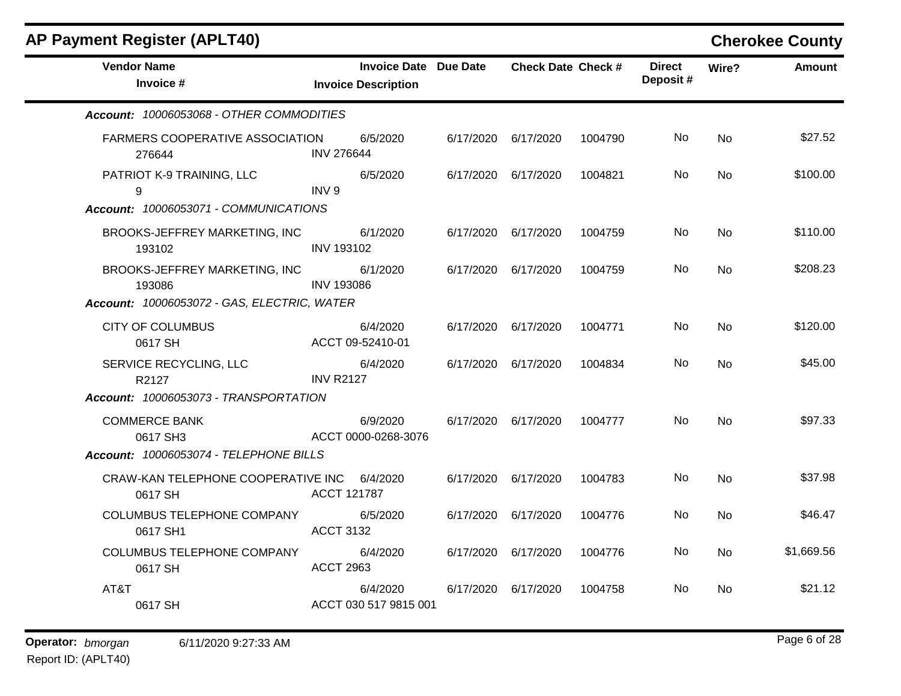## AP Payment Register (APLT40)

**Cherokee County**

| Vendor Name<br>Invoice # | Invoice Date<br>Invoice Description | Due Date | Check Date | Check # | Direct Deposit # | Wire? | Amount |
|---|---|---|---|---|---|---|---|
| ***Account:** 10006053068 - OTHER COMMODITIES* | | | | | | | |
| FARMERS COOPERATIVE ASSOCIATION<br>276644 | 6/5/2020<br>INV 276644 | 6/17/2020 | 6/17/2020 | 1004790 | No | No | $27.52 |
| PATRIOT K-9 TRAINING, LLC<br>9 | 6/5/2020<br>INV 9 | 6/17/2020 | 6/17/2020 | 1004821 | No | No | $100.00 |
| ***Account:** 10006053071 - COMMUNICATIONS* | | | | | | | |
| BROOKS-JEFFREY MARKETING, INC<br>193102 | 6/1/2020<br>INV 193102 | 6/17/2020 | 6/17/2020 | 1004759 | No | No | $110.00 |
| BROOKS-JEFFREY MARKETING, INC<br>193086 | 6/1/2020<br>INV 193086 | 6/17/2020 | 6/17/2020 | 1004759 | No | No | $208.23 |
| ***Account:** 10006053072 - GAS, ELECTRIC, WATER* | | | | | | | |
| CITY OF COLUMBUS<br>0617 SH | 6/4/2020<br>ACCT 09-52410-01 | 6/17/2020 | 6/17/2020 | 1004771 | No | No | $120.00 |
| SERVICE RECYCLING, LLC<br>R2127 | 6/4/2020<br>INV R2127 | 6/17/2020 | 6/17/2020 | 1004834 | No | No | $45.00 |
| ***Account:** 10006053073 - TRANSPORTATION* | | | | | | | |
| COMMERCE BANK<br>0617 SH3 | 6/9/2020<br>ACCT 0000-0268-3076 | 6/17/2020 | 6/17/2020 | 1004777 | No | No | $97.33 |
| ***Account:** 10006053074 - TELEPHONE BILLS* | | | | | | | |
| CRAW-KAN TELEPHONE COOPERATIVE INC<br>0617 SH | 6/4/2020<br>ACCT 121787 | 6/17/2020 | 6/17/2020 | 1004783 | No | No | $37.98 |
| COLUMBUS TELEPHONE COMPANY<br>0617 SH1 | 6/5/2020<br>ACCT 3132 | 6/17/2020 | 6/17/2020 | 1004776 | No | No | $46.47 |
| COLUMBUS TELEPHONE COMPANY<br>0617 SH | 6/4/2020<br>ACCT 2963 | 6/17/2020 | 6/17/2020 | 1004776 | No | No | $1,669.56 |
| AT&T<br>0617 SH | 6/4/2020<br>ACCT 030 517 9815 001 | 6/17/2020 | 6/17/2020 | 1004758 | No | No | $21.12 |

**Operator:** *bmorgan* 6/11/2020 9:27:33 AM

Report ID: (APLT40)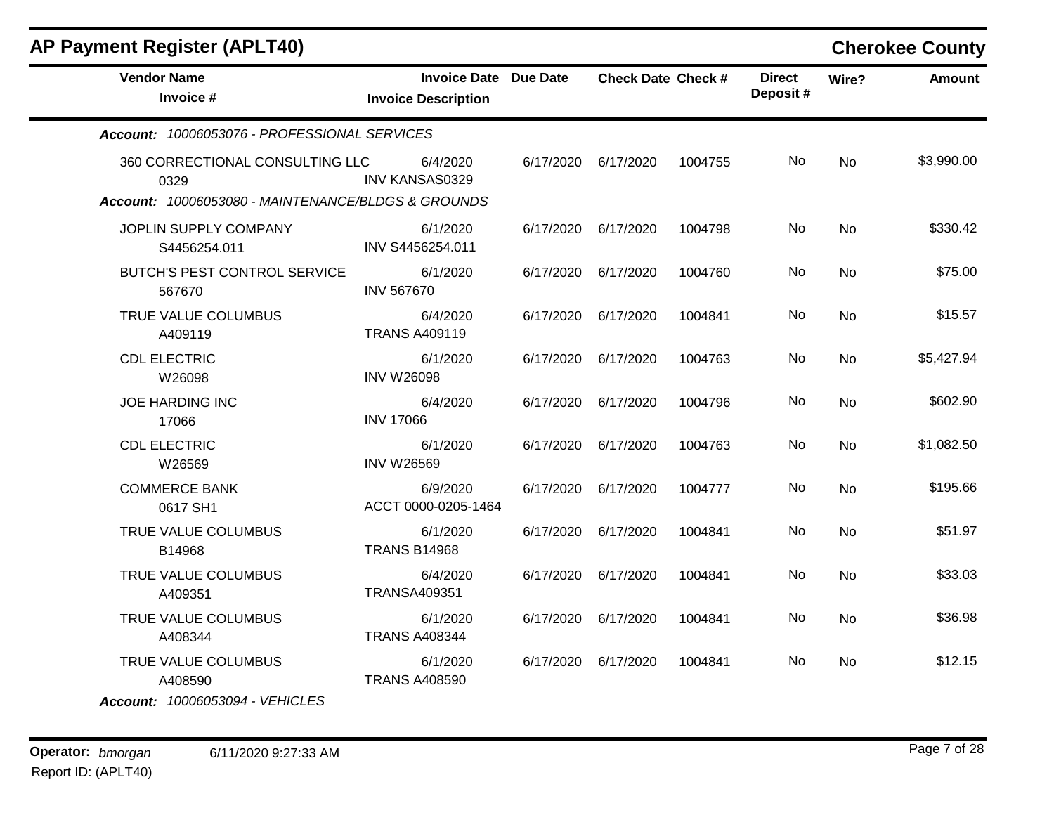## AP Payment Register (APLT40)

**Cherokee County**

| Vendor Name / Invoice # | Invoice Date / Invoice Description | Due Date | Check Date | Check # | Direct Deposit # | Wire? | Amount |
|---|---|---|---|---|---|---|---|
| ***Account:* 10006053076 - PROFESSIONAL SERVICES** | | | | | | | |
| 360 CORRECTIONAL CONSULTING LLC<br>0329 | 6/4/2020<br>INV KANSAS0329 | 6/17/2020 | 6/17/2020 | 1004755 | No | No | $3,990.00 |
| ***Account:* 10006053080 - MAINTENANCE/BLDGS & GROUNDS** | | | | | | | |
| JOPLIN SUPPLY COMPANY<br>S4456254.011 | 6/1/2020<br>INV S4456254.011 | 6/17/2020 | 6/17/2020 | 1004798 | No | No | $330.42 |
| BUTCH'S PEST CONTROL SERVICE<br>567670 | 6/1/2020<br>INV 567670 | 6/17/2020 | 6/17/2020 | 1004760 | No | No | $75.00 |
| TRUE VALUE COLUMBUS<br>A409119 | 6/4/2020<br>TRANS A409119 | 6/17/2020 | 6/17/2020 | 1004841 | No | No | $15.57 |
| CDL ELECTRIC<br>W26098 | 6/1/2020<br>INV W26098 | 6/17/2020 | 6/17/2020 | 1004763 | No | No | $5,427.94 |
| JOE HARDING INC<br>17066 | 6/4/2020<br>INV 17066 | 6/17/2020 | 6/17/2020 | 1004796 | No | No | $602.90 |
| CDL ELECTRIC<br>W26569 | 6/1/2020<br>INV W26569 | 6/17/2020 | 6/17/2020 | 1004763 | No | No | $1,082.50 |
| COMMERCE BANK<br>0617 SH1 | 6/9/2020<br>ACCT 0000-0205-1464 | 6/17/2020 | 6/17/2020 | 1004777 | No | No | $195.66 |
| TRUE VALUE COLUMBUS<br>B14968 | 6/1/2020<br>TRANS B14968 | 6/17/2020 | 6/17/2020 | 1004841 | No | No | $51.97 |
| TRUE VALUE COLUMBUS<br>A409351 | 6/4/2020<br>TRANSA409351 | 6/17/2020 | 6/17/2020 | 1004841 | No | No | $33.03 |
| TRUE VALUE COLUMBUS<br>A408344 | 6/1/2020<br>TRANS A408344 | 6/17/2020 | 6/17/2020 | 1004841 | No | No | $36.98 |
| TRUE VALUE COLUMBUS<br>A408590 | 6/1/2020<br>TRANS A408590 | 6/17/2020 | 6/17/2020 | 1004841 | No | No | $12.15 |
| ***Account:* 10006053094 - VEHICLES** | | | | | | | |

**Operator:** *bmorgan* 6/11/2020 9:27:33 AM

Report ID: (APLT40)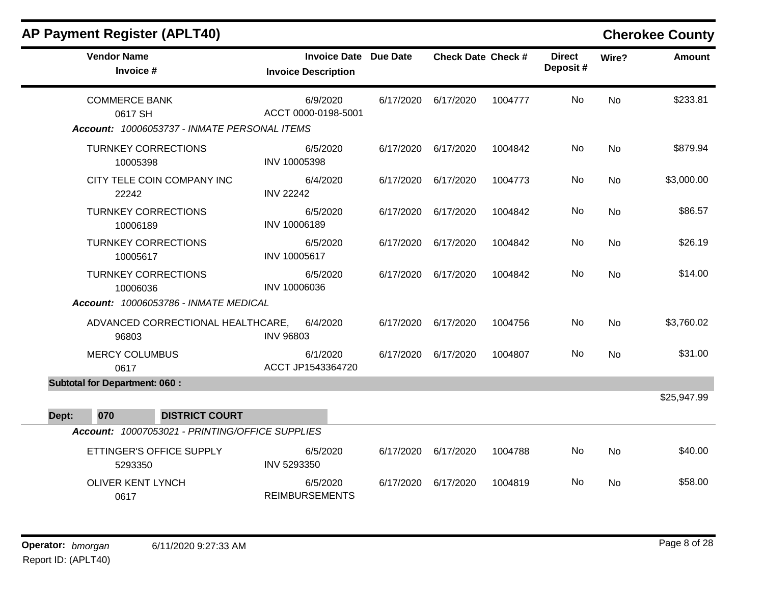## AP Payment Register (APLT40)

**Cherokee County**

| Vendor Name / Invoice # | Invoice Date / Invoice Description | Due Date | Check Date | Check # | Direct Deposit # | Wire? | Amount |
|---|---|---|---|---|---|---|---|
| COMMERCE BANK<br>0617 SH | 6/9/2020<br>ACCT 0000-0198-5001 | 6/17/2020 | 6/17/2020 | 1004777 | No | No | $233.81 |
| ***Account:** 10006053737 - INMATE PERSONAL ITEMS* | | | | | | | |
| TURNKEY CORRECTIONS<br>10005398 | 6/5/2020<br>INV 10005398 | 6/17/2020 | 6/17/2020 | 1004842 | No | No | $879.94 |
| CITY TELE COIN COMPANY INC<br>22242 | 6/4/2020<br>INV 22242 | 6/17/2020 | 6/17/2020 | 1004773 | No | No | $3,000.00 |
| TURNKEY CORRECTIONS<br>10006189 | 6/5/2020<br>INV 10006189 | 6/17/2020 | 6/17/2020 | 1004842 | No | No | $86.57 |
| TURNKEY CORRECTIONS<br>10005617 | 6/5/2020<br>INV 10005617 | 6/17/2020 | 6/17/2020 | 1004842 | No | No | $26.19 |
| TURNKEY CORRECTIONS<br>10006036 | 6/5/2020<br>INV 10006036 | 6/17/2020 | 6/17/2020 | 1004842 | No | No | $14.00 |
| ***Account:** 10006053786 - INMATE MEDICAL* | | | | | | | |
| ADVANCED CORRECTIONAL HEALTHCARE,<br>96803 | 6/4/2020<br>INV 96803 | 6/17/2020 | 6/17/2020 | 1004756 | No | No | $3,760.02 |
| MERCY COLUMBUS<br>0617 | 6/1/2020<br>ACCT JP1543364720 | 6/17/2020 | 6/17/2020 | 1004807 | No | No | $31.00 |
| **Subtotal for Department: 060 :** | | | | | | | $25,947.99 |

**Dept: 070 DISTRICT COURT**

| Vendor Name / Invoice # | Invoice Date / Invoice Description | Due Date | Check Date | Check # | Direct Deposit # | Wire? | Amount |
|---|---|---|---|---|---|---|---|
| ***Account:** 10007053021 - PRINTING/OFFICE SUPPLIES* | | | | | | | |
| ETTINGER'S OFFICE SUPPLY<br>5293350 | 6/5/2020<br>INV 5293350 | 6/17/2020 | 6/17/2020 | 1004788 | No | No | $40.00 |
| OLIVER KENT LYNCH<br>0617 | 6/5/2020<br>REIMBURSEMENTS | 6/17/2020 | 6/17/2020 | 1004819 | No | No | $58.00 |

**Operator:** *bmorgan* 6/11/2020 9:27:33 AM

Report ID: (APLT40)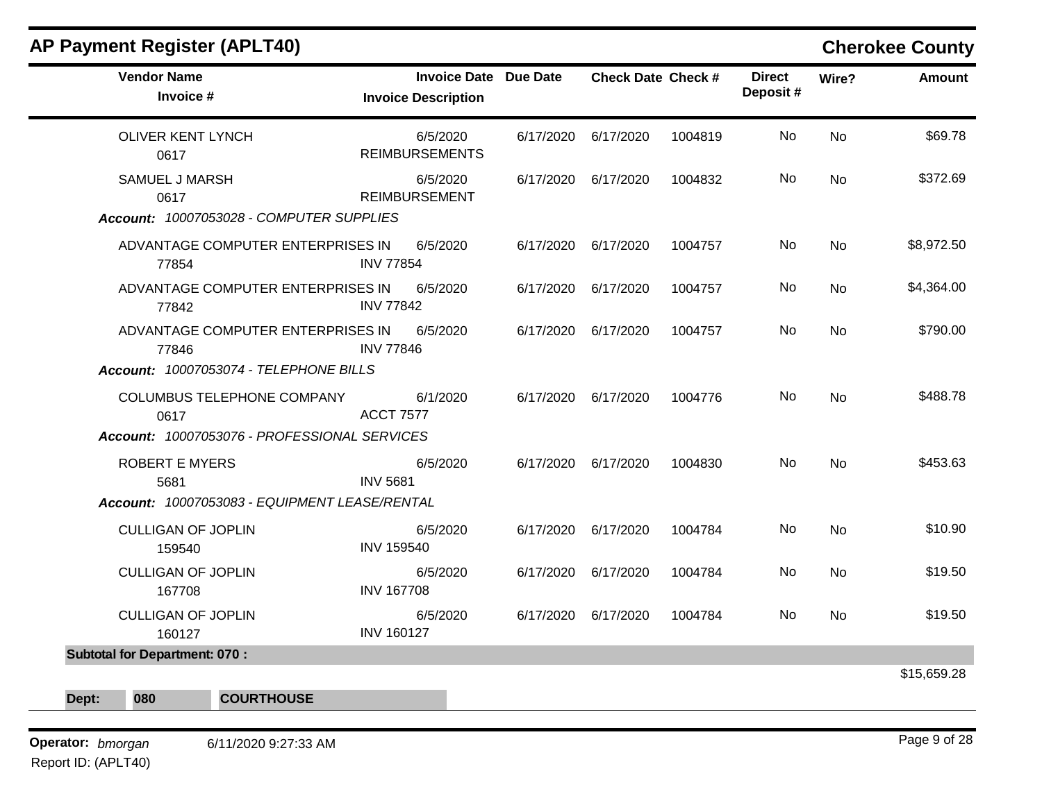## AP Payment Register (APLT40)

**Cherokee County**

| Vendor Name / Invoice # | Invoice Date / Invoice Description | Due Date | Check Date | Check # | Direct Deposit # | Wire? | Amount |
|---|---|---|---|---|---|---|---|
| OLIVER KENT LYNCH<br>0617 | 6/5/2020<br>REIMBURSEMENTS | 6/17/2020 | 6/17/2020 | 1004819 | No | No | $69.78 |
| SAMUEL J MARSH<br>0617 | 6/5/2020<br>REIMBURSEMENT | 6/17/2020 | 6/17/2020 | 1004832 | No | No | $372.69 |
| ***Account:*** *10007053028 - COMPUTER SUPPLIES* | | | | | | | |
| ADVANTAGE COMPUTER ENTERPRISES IN<br>77854 | 6/5/2020<br>INV 77854 | 6/17/2020 | 6/17/2020 | 1004757 | No | No | $8,972.50 |
| ADVANTAGE COMPUTER ENTERPRISES IN<br>77842 | 6/5/2020<br>INV 77842 | 6/17/2020 | 6/17/2020 | 1004757 | No | No | $4,364.00 |
| ADVANTAGE COMPUTER ENTERPRISES IN<br>77846 | 6/5/2020<br>INV 77846 | 6/17/2020 | 6/17/2020 | 1004757 | No | No | $790.00 |
| ***Account:*** *10007053074 - TELEPHONE BILLS* | | | | | | | |
| COLUMBUS TELEPHONE COMPANY<br>0617 | 6/1/2020<br>ACCT 7577 | 6/17/2020 | 6/17/2020 | 1004776 | No | No | $488.78 |
| ***Account:*** *10007053076 - PROFESSIONAL SERVICES* | | | | | | | |
| ROBERT E MYERS<br>5681 | 6/5/2020<br>INV 5681 | 6/17/2020 | 6/17/2020 | 1004830 | No | No | $453.63 |
| ***Account:*** *10007053083 - EQUIPMENT LEASE/RENTAL* | | | | | | | |
| CULLIGAN OF JOPLIN<br>159540 | 6/5/2020<br>INV 159540 | 6/17/2020 | 6/17/2020 | 1004784 | No | No | $10.90 |
| CULLIGAN OF JOPLIN<br>167708 | 6/5/2020<br>INV 167708 | 6/17/2020 | 6/17/2020 | 1004784 | No | No | $19.50 |
| CULLIGAN OF JOPLIN<br>160127 | 6/5/2020<br>INV 160127 | 6/17/2020 | 6/17/2020 | 1004784 | No | No | $19.50 |
| **Subtotal for Department: 070 :** | | | | | | | $15,659.28 |

**Dept: 080 COURTHOUSE**

**Operator:** *bmorgan* 6/11/2020 9:27:33 AM

Report ID: (APLT40)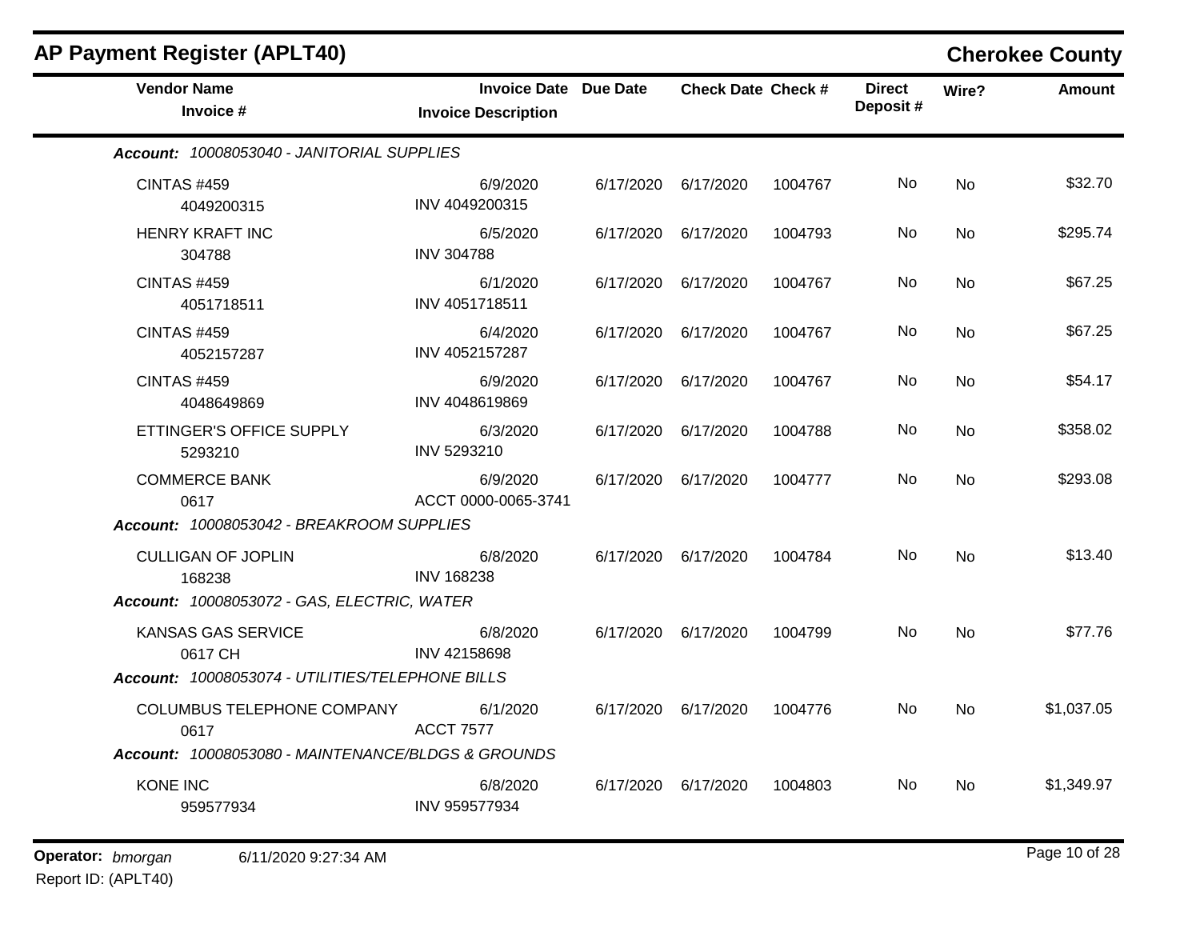## AP Payment Register (APLT40)

### Cherokee County

| Vendor Name / Invoice # | Invoice Date / Invoice Description | Due Date | Check Date | Check # | Direct Deposit # | Wire? | Amount |
|---|---|---|---|---|---|---|---|
| ***Account:** 10008053040 - JANITORIAL SUPPLIES* | | | | | | | |
| CINTAS #459<br>4049200315 | 6/9/2020<br>INV 4049200315 | 6/17/2020 | 6/17/2020 | 1004767 | No | No | $32.70 |
| HENRY KRAFT INC<br>304788 | 6/5/2020<br>INV 304788 | 6/17/2020 | 6/17/2020 | 1004793 | No | No | $295.74 |
| CINTAS #459<br>4051718511 | 6/1/2020<br>INV 4051718511 | 6/17/2020 | 6/17/2020 | 1004767 | No | No | $67.25 |
| CINTAS #459<br>4052157287 | 6/4/2020<br>INV 4052157287 | 6/17/2020 | 6/17/2020 | 1004767 | No | No | $67.25 |
| CINTAS #459<br>4048649869 | 6/9/2020<br>INV 4048619869 | 6/17/2020 | 6/17/2020 | 1004767 | No | No | $54.17 |
| ETTINGER'S OFFICE SUPPLY<br>5293210 | 6/3/2020<br>INV 5293210 | 6/17/2020 | 6/17/2020 | 1004788 | No | No | $358.02 |
| COMMERCE BANK<br>0617 | 6/9/2020<br>ACCT 0000-0065-3741 | 6/17/2020 | 6/17/2020 | 1004777 | No | No | $293.08 |
| ***Account:** 10008053042 - BREAKROOM SUPPLIES* | | | | | | | |
| CULLIGAN OF JOPLIN<br>168238 | 6/8/2020<br>INV 168238 | 6/17/2020 | 6/17/2020 | 1004784 | No | No | $13.40 |
| ***Account:** 10008053072 - GAS, ELECTRIC, WATER* | | | | | | | |
| KANSAS GAS SERVICE<br>0617 CH | 6/8/2020<br>INV 42158698 | 6/17/2020 | 6/17/2020 | 1004799 | No | No | $77.76 |
| ***Account:** 10008053074 - UTILITIES/TELEPHONE BILLS* | | | | | | | |
| COLUMBUS TELEPHONE COMPANY<br>0617 | 6/1/2020<br>ACCT 7577 | 6/17/2020 | 6/17/2020 | 1004776 | No | No | $1,037.05 |
| ***Account:** 10008053080 - MAINTENANCE/BLDGS & GROUNDS* | | | | | | | |
| KONE INC<br>959577934 | 6/8/2020<br>INV 959577934 | 6/17/2020 | 6/17/2020 | 1004803 | No | No | $1,349.97 |

**Operator:** *bmorgan* 6/11/2020 9:27:34 AM
Report ID: (APLT40)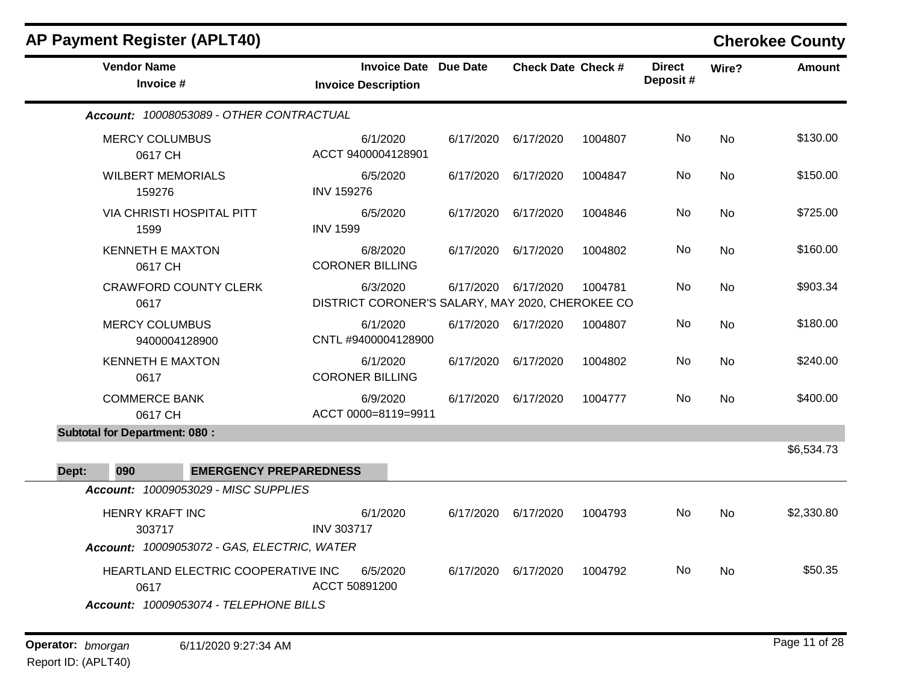## AP Payment Register (APLT40)

**Cherokee County**

| Vendor Name / Invoice # | Invoice Date / Invoice Description | Due Date | Check Date | Check # | Direct Deposit # | Wire? | Amount |
|---|---|---|---|---|---|---|---|
| ***Account: 10008053089 - OTHER CONTRACTUAL*** | | | | | | | |
| MERCY COLUMBUS<br>0617 CH | 6/1/2020<br>ACCT 9400004128901 | 6/17/2020 | 6/17/2020 | 1004807 | No | No | $130.00 |
| WILBERT MEMORIALS<br>159276 | 6/5/2020<br>INV 159276 | 6/17/2020 | 6/17/2020 | 1004847 | No | No | $150.00 |
| VIA CHRISTI HOSPITAL PITT<br>1599 | 6/5/2020<br>INV 1599 | 6/17/2020 | 6/17/2020 | 1004846 | No | No | $725.00 |
| KENNETH E MAXTON<br>0617 CH | 6/8/2020<br>CORONER BILLING | 6/17/2020 | 6/17/2020 | 1004802 | No | No | $160.00 |
| CRAWFORD COUNTY CLERK<br>0617 | 6/3/2020<br>DISTRICT CORONER'S SALARY, MAY 2020, CHEROKEE CO | 6/17/2020 | 6/17/2020 | 1004781 | No | No | $903.34 |
| MERCY COLUMBUS<br>9400004128900 | 6/1/2020<br>CNTL #9400004128900 | 6/17/2020 | 6/17/2020 | 1004807 | No | No | $180.00 |
| KENNETH E MAXTON<br>0617 | 6/1/2020<br>CORONER BILLING | 6/17/2020 | 6/17/2020 | 1004802 | No | No | $240.00 |
| COMMERCE BANK<br>0617 CH | 6/9/2020<br>ACCT 0000=8119=9911 | 6/17/2020 | 6/17/2020 | 1004777 | No | No | $400.00 |
| **Subtotal for Department: 080 :** | | | | | | | $6,534.73 |
| **Dept: 090 EMERGENCY PREPAREDNESS** | | | | | | | |
| ***Account: 10009053029 - MISC SUPPLIES*** | | | | | | | |
| HENRY KRAFT INC<br>303717 | 6/1/2020<br>INV 303717 | 6/17/2020 | 6/17/2020 | 1004793 | No | No | $2,330.80 |
| ***Account: 10009053072 - GAS, ELECTRIC, WATER*** | | | | | | | |
| HEARTLAND ELECTRIC COOPERATIVE INC<br>0617 | 6/5/2020<br>ACCT 50891200 | 6/17/2020 | 6/17/2020 | 1004792 | No | No | $50.35 |
| ***Account: 10009053074 - TELEPHONE BILLS*** | | | | | | | |

**Operator:** *bmorgan* 6/11/2020 9:27:34 AM

Report ID: (APLT40)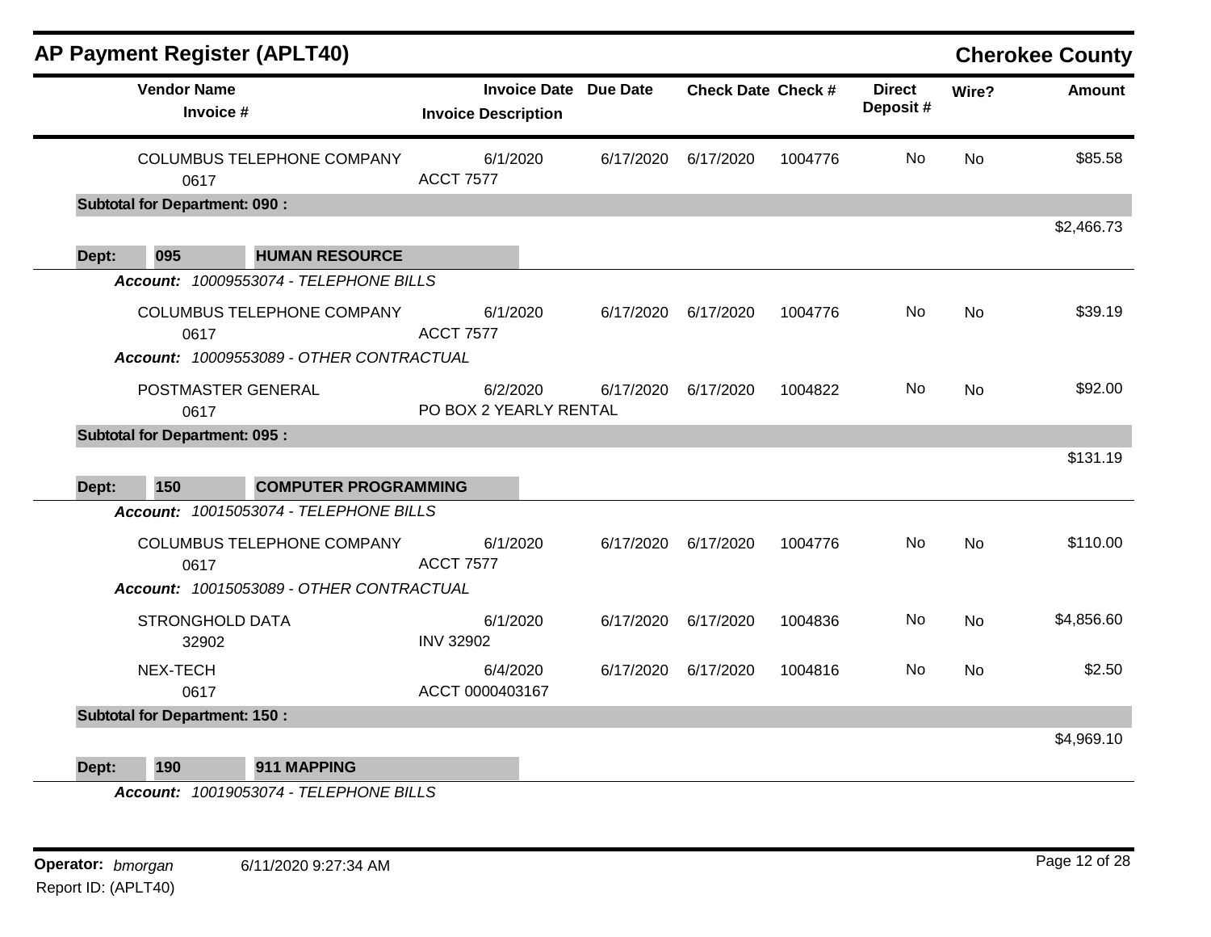# AP Payment Register (APLT40)

**Cherokee County**

| Vendor Name / Invoice # | Invoice Date / Invoice Description | Due Date | Check Date | Check # | Direct Deposit # | Wire? | Amount |
|---|---|---|---|---|---|---|---|
| COLUMBUS TELEPHONE COMPANY / 0617 | 6/1/2020 / ACCT 7577 | 6/17/2020 | 6/17/2020 | 1004776 | No | No | $85.58 |
| **Subtotal for Department: 090 :** | | | | | | | $2,466.73 |
| **Dept: 095 HUMAN RESOURCE** | | | | | | | |
| ***Account: 10009553074 - TELEPHONE BILLS*** | | | | | | | |
| COLUMBUS TELEPHONE COMPANY / 0617 | 6/1/2020 / ACCT 7577 | 6/17/2020 | 6/17/2020 | 1004776 | No | No | $39.19 |
| ***Account: 10009553089 - OTHER CONTRACTUAL*** | | | | | | | |
| POSTMASTER GENERAL / 0617 | 6/2/2020 / PO BOX 2 YEARLY RENTAL | 6/17/2020 | 6/17/2020 | 1004822 | No | No | $92.00 |
| **Subtotal for Department: 095 :** | | | | | | | $131.19 |
| **Dept: 150 COMPUTER PROGRAMMING** | | | | | | | |
| ***Account: 10015053074 - TELEPHONE BILLS*** | | | | | | | |
| COLUMBUS TELEPHONE COMPANY / 0617 | 6/1/2020 / ACCT 7577 | 6/17/2020 | 6/17/2020 | 1004776 | No | No | $110.00 |
| ***Account: 10015053089 - OTHER CONTRACTUAL*** | | | | | | | |
| STRONGHOLD DATA / 32902 | 6/1/2020 / INV 32902 | 6/17/2020 | 6/17/2020 | 1004836 | No | No | $4,856.60 |
| NEX-TECH / 0617 | 6/4/2020 / ACCT 0000403167 | 6/17/2020 | 6/17/2020 | 1004816 | No | No | $2.50 |
| **Subtotal for Department: 150 :** | | | | | | | $4,969.10 |
| **Dept: 190 911 MAPPING** | | | | | | | |
| ***Account: 10019053074 - TELEPHONE BILLS*** | | | | | | | |

**Operator:** *bmorgan* 6/11/2020 9:27:34 AM

Report ID: (APLT40)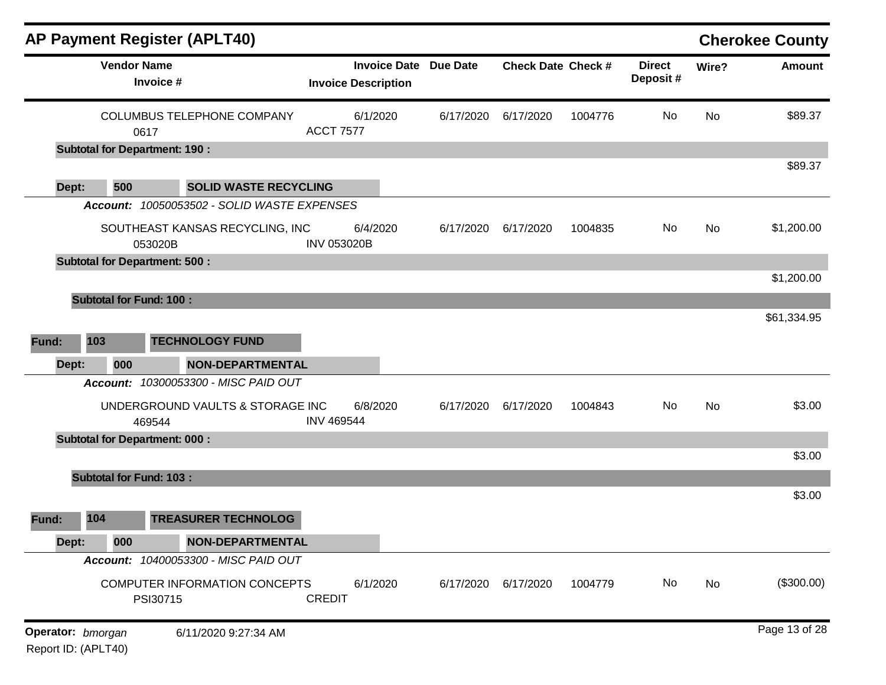## AP Payment Register (APLT40)

**Cherokee County**

| Vendor Name / Invoice # | Invoice Date / Invoice Description | Due Date | Check Date | Check # | Direct Deposit # | Wire? | Amount |
|---|---|---|---|---|---|---|---|
| COLUMBUS TELEPHONE COMPANY<br>0617 | 6/1/2020<br>ACCT 7577 | 6/17/2020 | 6/17/2020 | 1004776 | No | No | $89.37 |
| **Subtotal for Department: 190 :** | | | | | | | $89.37 |
| **Dept: 500 SOLID WASTE RECYCLING** | | | | | | | |
| ***Account: 10050053502 - SOLID WASTE EXPENSES*** | | | | | | | |
| SOUTHEAST KANSAS RECYCLING, INC<br>053020B | 6/4/2020<br>INV 053020B | 6/17/2020 | 6/17/2020 | 1004835 | No | No | $1,200.00 |
| **Subtotal for Department: 500 :** | | | | | | | $1,200.00 |
| **Subtotal for Fund: 100 :** | | | | | | | $61,334.95 |
| **Fund: 103 TECHNOLOGY FUND** | | | | | | | |
| **Dept: 000 NON-DEPARTMENTAL** | | | | | | | |
| ***Account: 10300053300 - MISC PAID OUT*** | | | | | | | |
| UNDERGROUND VAULTS & STORAGE INC<br>469544 | 6/8/2020<br>INV 469544 | 6/17/2020 | 6/17/2020 | 1004843 | No | No | $3.00 |
| **Subtotal for Department: 000 :** | | | | | | | $3.00 |
| **Subtotal for Fund: 103 :** | | | | | | | $3.00 |
| **Fund: 104 TREASURER TECHNOLOG** | | | | | | | |
| **Dept: 000 NON-DEPARTMENTAL** | | | | | | | |
| ***Account: 10400053300 - MISC PAID OUT*** | | | | | | | |
| COMPUTER INFORMATION CONCEPTS<br>PSI30715 | 6/1/2020<br>CREDIT | 6/17/2020 | 6/17/2020 | 1004779 | No | No | ($300.00) |

**Operator:** *bmorgan* 6/11/2020 9:27:34 AM
Report ID: (APLT40)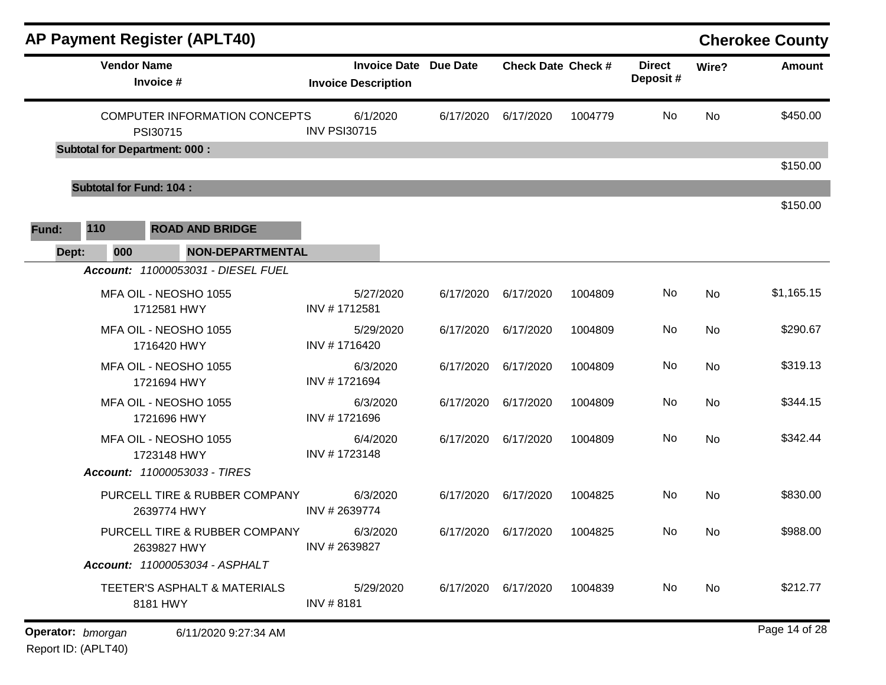# AP Payment Register (APLT40)

**Cherokee County**

| Vendor Name / Invoice # | Invoice Date / Invoice Description | Due Date | Check Date | Check # | Direct Deposit # | Wire? | Amount |
|---|---|---|---|---|---|---|---|
| COMPUTER INFORMATION CONCEPTS<br>PSI30715 | 6/1/2020<br>INV PSI30715 | 6/17/2020 | 6/17/2020 | 1004779 | No | No | $450.00 |
| **Subtotal for Department: 000 :** | | | | | | | $150.00 |
| **Subtotal for Fund: 104 :** | | | | | | | $150.00 |

**Fund:** 110 **ROAD AND BRIDGE**

**Dept:** 000 **NON-DEPARTMENTAL**

***Account:*** *11000053031 - DIESEL FUEL*

| Vendor Name / Invoice # | Invoice Date / Invoice Description | Due Date | Check Date | Check # | Direct Deposit # | Wire? | Amount |
|---|---|---|---|---|---|---|---|
| MFA OIL - NEOSHO 1055<br>1712581 HWY | 5/27/2020<br>INV # 1712581 | 6/17/2020 | 6/17/2020 | 1004809 | No | No | $1,165.15 |
| MFA OIL - NEOSHO 1055<br>1716420 HWY | 5/29/2020<br>INV # 1716420 | 6/17/2020 | 6/17/2020 | 1004809 | No | No | $290.67 |
| MFA OIL - NEOSHO 1055<br>1721694 HWY | 6/3/2020<br>INV # 1721694 | 6/17/2020 | 6/17/2020 | 1004809 | No | No | $319.13 |
| MFA OIL - NEOSHO 1055<br>1721696 HWY | 6/3/2020<br>INV # 1721696 | 6/17/2020 | 6/17/2020 | 1004809 | No | No | $344.15 |
| MFA OIL - NEOSHO 1055<br>1723148 HWY | 6/4/2020<br>INV # 1723148 | 6/17/2020 | 6/17/2020 | 1004809 | No | No | $342.44 |

***Account:*** *11000053033 - TIRES*

| Vendor Name / Invoice # | Invoice Date / Invoice Description | Due Date | Check Date | Check # | Direct Deposit # | Wire? | Amount |
|---|---|---|---|---|---|---|---|
| PURCELL TIRE & RUBBER COMPANY<br>2639774 HWY | 6/3/2020<br>INV # 2639774 | 6/17/2020 | 6/17/2020 | 1004825 | No | No | $830.00 |
| PURCELL TIRE & RUBBER COMPANY<br>2639827 HWY | 6/3/2020<br>INV # 2639827 | 6/17/2020 | 6/17/2020 | 1004825 | No | No | $988.00 |

***Account:*** *11000053034 - ASPHALT*

| Vendor Name / Invoice # | Invoice Date / Invoice Description | Due Date | Check Date | Check # | Direct Deposit # | Wire? | Amount |
|---|---|---|---|---|---|---|---|
| TEETER'S ASPHALT & MATERIALS<br>8181 HWY | 5/29/2020<br>INV # 8181 | 6/17/2020 | 6/17/2020 | 1004839 | No | No | $212.77 |

**Operator:** *bmorgan* 6/11/2020 9:27:34 AM

Report ID: (APLT40)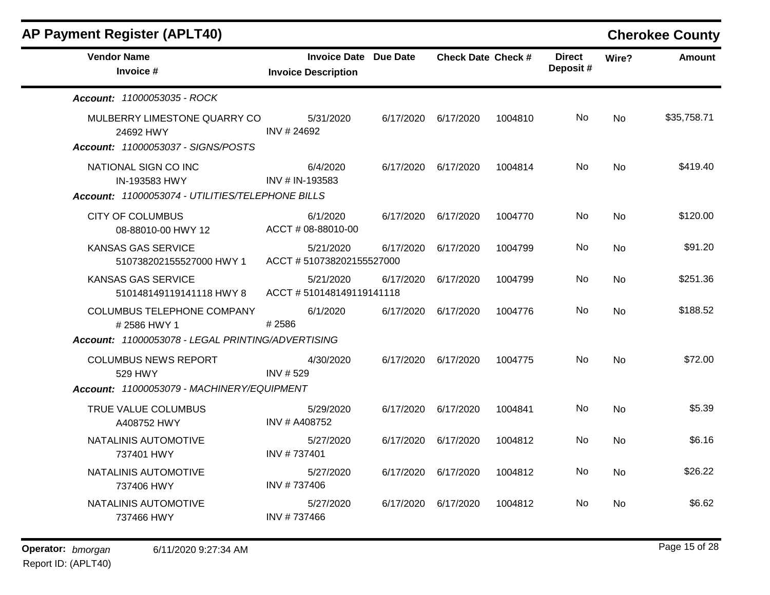## AP Payment Register (APLT40)

**Cherokee County**

| Vendor Name / Invoice # | Invoice Date / Invoice Description | Due Date | Check Date | Check # | Direct Deposit # | Wire? | Amount |
|---|---|---|---|---|---|---|---|
| ***Account: 11000053035 - ROCK*** | | | | | | | |
| MULBERRY LIMESTONE QUARRY CO<br>24692 HWY | 5/31/2020<br>INV # 24692 | 6/17/2020 | 6/17/2020 | 1004810 | No | No | $35,758.71 |
| ***Account: 11000053037 - SIGNS/POSTS*** | | | | | | | |
| NATIONAL SIGN CO INC<br>IN-193583 HWY | 6/4/2020<br>INV # IN-193583 | 6/17/2020 | 6/17/2020 | 1004814 | No | No | $419.40 |
| ***Account: 11000053074 - UTILITIES/TELEPHONE BILLS*** | | | | | | | |
| CITY OF COLUMBUS<br>08-88010-00 HWY 12 | 6/1/2020<br>ACCT # 08-88010-00 | 6/17/2020 | 6/17/2020 | 1004770 | No | No | $120.00 |
| KANSAS GAS SERVICE<br>510738202155527000 HWY 1 | 5/21/2020<br>ACCT # 510738202155527000 | 6/17/2020 | 6/17/2020 | 1004799 | No | No | $91.20 |
| KANSAS GAS SERVICE<br>510148149119141118 HWY 8 | 5/21/2020<br>ACCT # 510148149119141118 | 6/17/2020 | 6/17/2020 | 1004799 | No | No | $251.36 |
| COLUMBUS TELEPHONE COMPANY<br># 2586 HWY 1 | 6/1/2020<br># 2586 | 6/17/2020 | 6/17/2020 | 1004776 | No | No | $188.52 |
| ***Account: 11000053078 - LEGAL PRINTING/ADVERTISING*** | | | | | | | |
| COLUMBUS NEWS REPORT<br>529 HWY | 4/30/2020<br>INV # 529 | 6/17/2020 | 6/17/2020 | 1004775 | No | No | $72.00 |
| ***Account: 11000053079 - MACHINERY/EQUIPMENT*** | | | | | | | |
| TRUE VALUE COLUMBUS<br>A408752 HWY | 5/29/2020<br>INV # A408752 | 6/17/2020 | 6/17/2020 | 1004841 | No | No | $5.39 |
| NATALINIS AUTOMOTIVE<br>737401 HWY | 5/27/2020<br>INV # 737401 | 6/17/2020 | 6/17/2020 | 1004812 | No | No | $6.16 |
| NATALINIS AUTOMOTIVE<br>737406 HWY | 5/27/2020<br>INV # 737406 | 6/17/2020 | 6/17/2020 | 1004812 | No | No | $26.22 |
| NATALINIS AUTOMOTIVE<br>737466 HWY | 5/27/2020<br>INV # 737466 | 6/17/2020 | 6/17/2020 | 1004812 | No | No | $6.62 |

**Operator:** *bmorgan* 6/11/2020 9:27:34 AM
Report ID: (APLT40)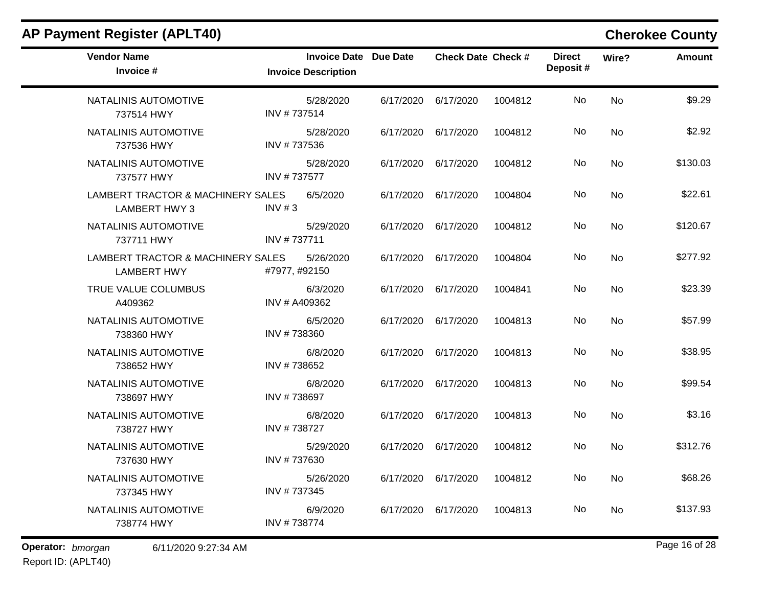## AP Payment Register (APLT40)

**Cherokee County**

| Vendor Name / Invoice # | Invoice Date / Invoice Description | Due Date | Check Date | Check # | Direct Deposit # | Wire? | Amount |
|---|---|---|---|---|---|---|---|
| NATALINIS AUTOMOTIVE<br>737514 HWY | 5/28/2020<br>INV # 737514 | 6/17/2020 | 6/17/2020 | 1004812 | No | No | $9.29 |
| NATALINIS AUTOMOTIVE<br>737536 HWY | 5/28/2020<br>INV # 737536 | 6/17/2020 | 6/17/2020 | 1004812 | No | No | $2.92 |
| NATALINIS AUTOMOTIVE<br>737577 HWY | 5/28/2020<br>INV # 737577 | 6/17/2020 | 6/17/2020 | 1004812 | No | No | $130.03 |
| LAMBERT TRACTOR & MACHINERY SALES<br>LAMBERT HWY 3 | 6/5/2020<br>INV # 3 | 6/17/2020 | 6/17/2020 | 1004804 | No | No | $22.61 |
| NATALINIS AUTOMOTIVE<br>737711 HWY | 5/29/2020<br>INV # 737711 | 6/17/2020 | 6/17/2020 | 1004812 | No | No | $120.67 |
| LAMBERT TRACTOR & MACHINERY SALES<br>LAMBERT HWY | 5/26/2020<br>#7977, #92150 | 6/17/2020 | 6/17/2020 | 1004804 | No | No | $277.92 |
| TRUE VALUE COLUMBUS<br>A409362 | 6/3/2020<br>INV # A409362 | 6/17/2020 | 6/17/2020 | 1004841 | No | No | $23.39 |
| NATALINIS AUTOMOTIVE<br>738360 HWY | 6/5/2020<br>INV # 738360 | 6/17/2020 | 6/17/2020 | 1004813 | No | No | $57.99 |
| NATALINIS AUTOMOTIVE<br>738652 HWY | 6/8/2020<br>INV # 738652 | 6/17/2020 | 6/17/2020 | 1004813 | No | No | $38.95 |
| NATALINIS AUTOMOTIVE<br>738697 HWY | 6/8/2020<br>INV # 738697 | 6/17/2020 | 6/17/2020 | 1004813 | No | No | $99.54 |
| NATALINIS AUTOMOTIVE<br>738727 HWY | 6/8/2020<br>INV # 738727 | 6/17/2020 | 6/17/2020 | 1004813 | No | No | $3.16 |
| NATALINIS AUTOMOTIVE<br>737630 HWY | 5/29/2020<br>INV # 737630 | 6/17/2020 | 6/17/2020 | 1004812 | No | No | $312.76 |
| NATALINIS AUTOMOTIVE<br>737345 HWY | 5/26/2020<br>INV # 737345 | 6/17/2020 | 6/17/2020 | 1004812 | No | No | $68.26 |
| NATALINIS AUTOMOTIVE<br>738774 HWY | 6/9/2020<br>INV # 738774 | 6/17/2020 | 6/17/2020 | 1004813 | No | No | $137.93 |

**Operator:** *bmorgan* 6/11/2020 9:27:34 AM

Report ID: (APLT40)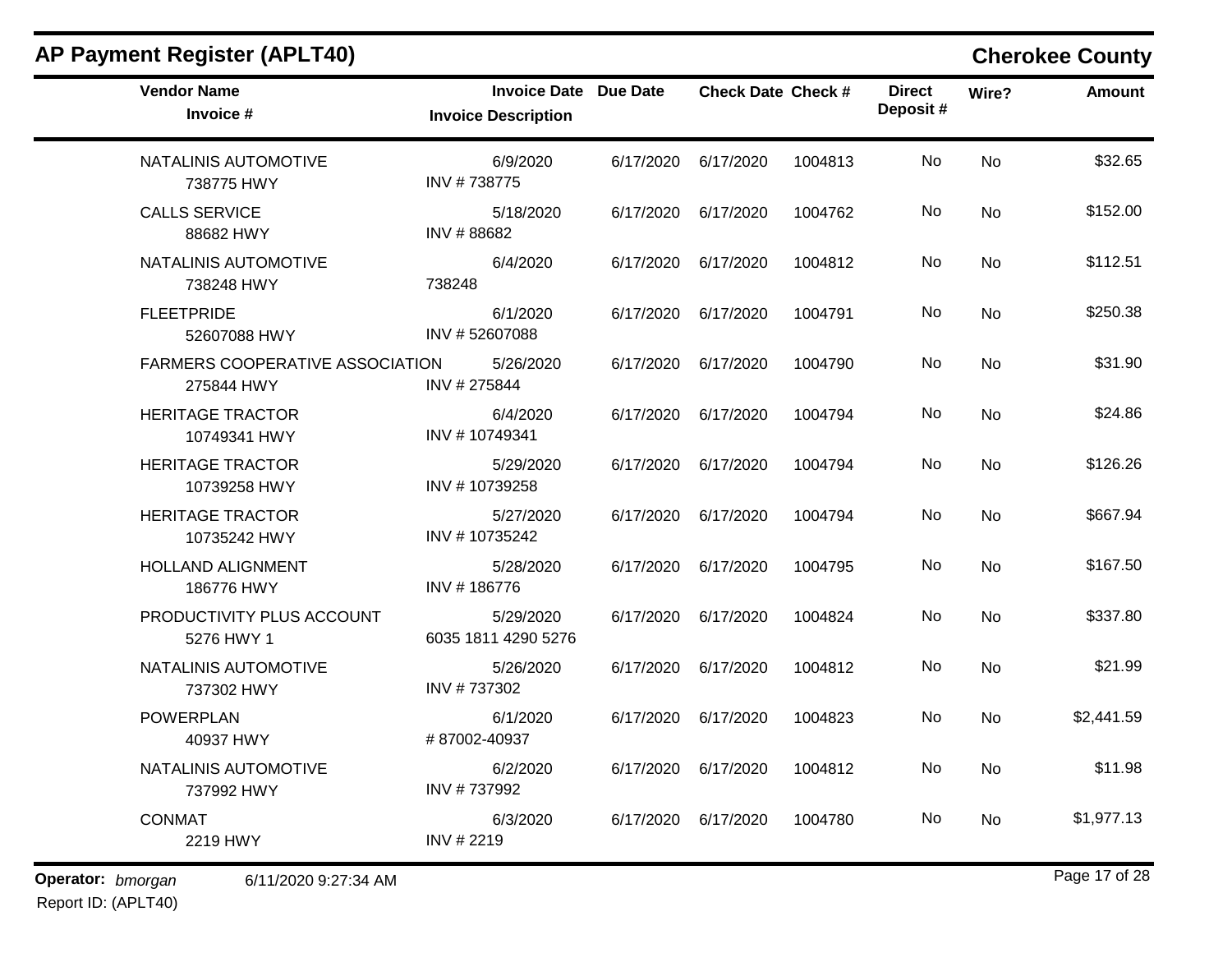## AP Payment Register (APLT40)

## Cherokee County

| Vendor Name / Invoice # | Invoice Date / Invoice Description | Due Date | Check Date | Check # | Direct Deposit # | Wire? | Amount |
|---|---|---|---|---|---|---|---|
| NATALINIS AUTOMOTIVE<br>738775 HWY | 6/9/2020<br>INV # 738775 | 6/17/2020 | 6/17/2020 | 1004813 | No | No | $32.65 |
| CALLS SERVICE<br>88682 HWY | 5/18/2020<br>INV # 88682 | 6/17/2020 | 6/17/2020 | 1004762 | No | No | $152.00 |
| NATALINIS AUTOMOTIVE<br>738248 HWY | 6/4/2020<br>738248 | 6/17/2020 | 6/17/2020 | 1004812 | No | No | $112.51 |
| FLEETPRIDE<br>52607088 HWY | 6/1/2020<br>INV # 52607088 | 6/17/2020 | 6/17/2020 | 1004791 | No | No | $250.38 |
| FARMERS COOPERATIVE ASSOCIATION<br>275844 HWY | 5/26/2020<br>INV # 275844 | 6/17/2020 | 6/17/2020 | 1004790 | No | No | $31.90 |
| HERITAGE TRACTOR<br>10749341 HWY | 6/4/2020<br>INV # 10749341 | 6/17/2020 | 6/17/2020 | 1004794 | No | No | $24.86 |
| HERITAGE TRACTOR<br>10739258 HWY | 5/29/2020<br>INV # 10739258 | 6/17/2020 | 6/17/2020 | 1004794 | No | No | $126.26 |
| HERITAGE TRACTOR<br>10735242 HWY | 5/27/2020<br>INV # 10735242 | 6/17/2020 | 6/17/2020 | 1004794 | No | No | $667.94 |
| HOLLAND ALIGNMENT<br>186776 HWY | 5/28/2020<br>INV # 186776 | 6/17/2020 | 6/17/2020 | 1004795 | No | No | $167.50 |
| PRODUCTIVITY PLUS ACCOUNT<br>5276 HWY 1 | 5/29/2020<br>6035 1811 4290 5276 | 6/17/2020 | 6/17/2020 | 1004824 | No | No | $337.80 |
| NATALINIS AUTOMOTIVE<br>737302 HWY | 5/26/2020<br>INV # 737302 | 6/17/2020 | 6/17/2020 | 1004812 | No | No | $21.99 |
| POWERPLAN<br>40937 HWY | 6/1/2020<br># 87002-40937 | 6/17/2020 | 6/17/2020 | 1004823 | No | No | $2,441.59 |
| NATALINIS AUTOMOTIVE<br>737992 HWY | 6/2/2020<br>INV # 737992 | 6/17/2020 | 6/17/2020 | 1004812 | No | No | $11.98 |
| CONMAT<br>2219 HWY | 6/3/2020<br>INV # 2219 | 6/17/2020 | 6/17/2020 | 1004780 | No | No | $1,977.13 |

**Operator:** *bmorgan* 6/11/2020 9:27:34 AM

Report ID: (APLT40)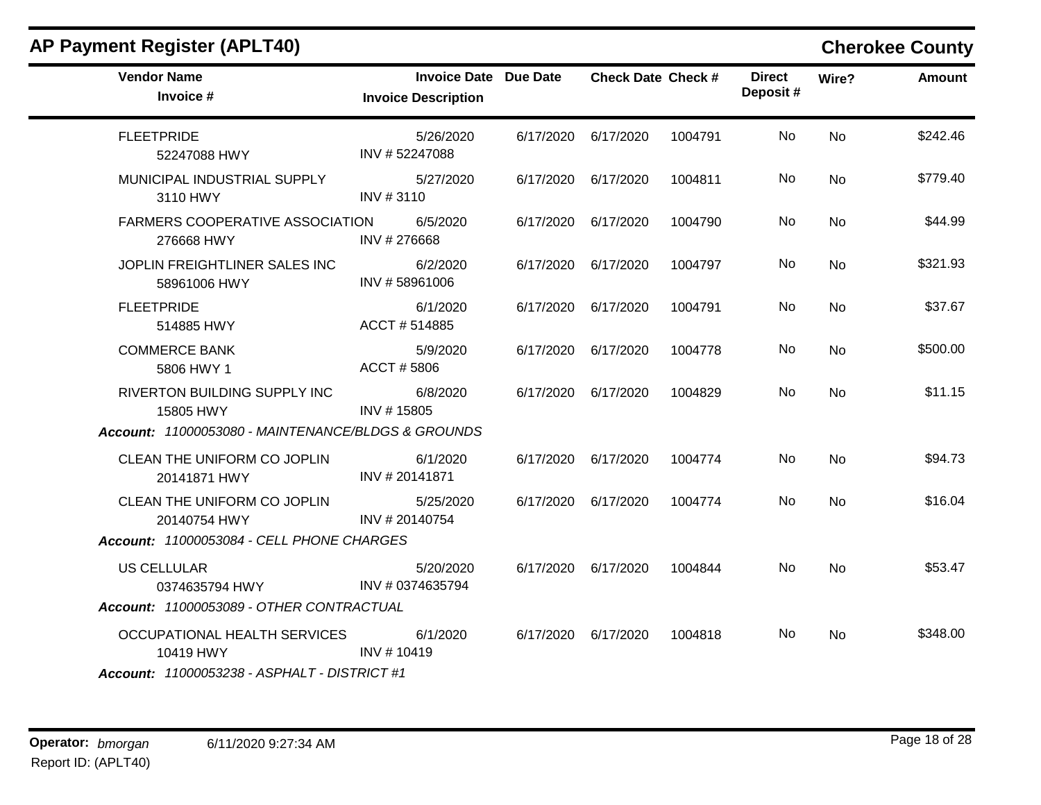## AP Payment Register (APLT40)

**Cherokee County**

| Vendor Name / Invoice # | Invoice Date / Invoice Description | Due Date | Check Date | Check # | Direct Deposit # | Wire? | Amount |
|---|---|---|---|---|---|---|---|
| FLEETPRIDE<br>52247088 HWY | 5/26/2020<br>INV # 52247088 | 6/17/2020 | 6/17/2020 | 1004791 | No | No | $242.46 |
| MUNICIPAL INDUSTRIAL SUPPLY<br>3110 HWY | 5/27/2020<br>INV # 3110 | 6/17/2020 | 6/17/2020 | 1004811 | No | No | $779.40 |
| FARMERS COOPERATIVE ASSOCIATION<br>276668 HWY | 6/5/2020<br>INV # 276668 | 6/17/2020 | 6/17/2020 | 1004790 | No | No | $44.99 |
| JOPLIN FREIGHTLINER SALES INC<br>58961006 HWY | 6/2/2020<br>INV # 58961006 | 6/17/2020 | 6/17/2020 | 1004797 | No | No | $321.93 |
| FLEETPRIDE<br>514885 HWY | 6/1/2020<br>ACCT # 514885 | 6/17/2020 | 6/17/2020 | 1004791 | No | No | $37.67 |
| COMMERCE BANK<br>5806 HWY 1 | 5/9/2020<br>ACCT # 5806 | 6/17/2020 | 6/17/2020 | 1004778 | No | No | $500.00 |
| RIVERTON BUILDING SUPPLY INC<br>15805 HWY | 6/8/2020<br>INV # 15805 | 6/17/2020 | 6/17/2020 | 1004829 | No | No | $11.15 |
| ***Account:*** *11000053080 - MAINTENANCE/BLDGS & GROUNDS* | | | | | | | |
| CLEAN THE UNIFORM CO JOPLIN<br>20141871 HWY | 6/1/2020<br>INV # 20141871 | 6/17/2020 | 6/17/2020 | 1004774 | No | No | $94.73 |
| CLEAN THE UNIFORM CO JOPLIN<br>20140754 HWY | 5/25/2020<br>INV # 20140754 | 6/17/2020 | 6/17/2020 | 1004774 | No | No | $16.04 |
| ***Account:*** *11000053084 - CELL PHONE CHARGES* | | | | | | | |
| US CELLULAR<br>0374635794 HWY | 5/20/2020<br>INV # 0374635794 | 6/17/2020 | 6/17/2020 | 1004844 | No | No | $53.47 |
| ***Account:*** *11000053089 - OTHER CONTRACTUAL* | | | | | | | |
| OCCUPATIONAL HEALTH SERVICES<br>10419 HWY | 6/1/2020<br>INV # 10419 | 6/17/2020 | 6/17/2020 | 1004818 | No | No | $348.00 |
| ***Account:*** *11000053238 - ASPHALT - DISTRICT #1* | | | | | | | |

**Operator:** *bmorgan* 6/11/2020 9:27:34 AM
Report ID: (APLT40)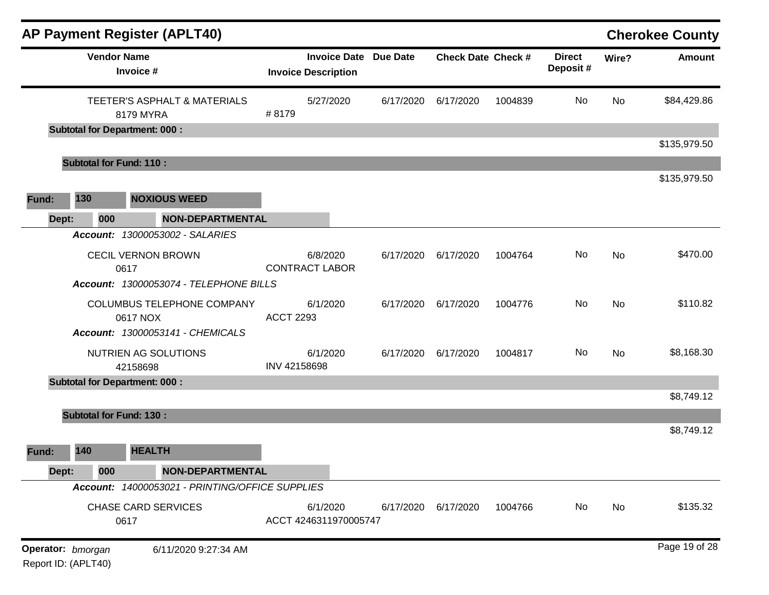## AP Payment Register (APLT40)

**Cherokee County**

| Vendor Name / Invoice # | Invoice Date / Invoice Description | Due Date | Check Date | Check # | Direct Deposit # | Wire? | Amount |
|---|---|---|---|---|---|---|---|
| TEETER'S ASPHALT & MATERIALS<br>8179 MYRA | 5/27/2020<br># 8179 | 6/17/2020 | 6/17/2020 | 1004839 | No | No | $84,429.86 |
| **Subtotal for Department: 000 :** | | | | | | | $135,979.50 |
| **Subtotal for Fund: 110 :** | | | | | | | $135,979.50 |

**Fund: 130 NOXIOUS WEED**

**Dept: 000 NON-DEPARTMENTAL**

| Vendor Name / Invoice # | Invoice Date / Invoice Description | Due Date | Check Date | Check # | Direct Deposit # | Wire? | Amount |
|---|---|---|---|---|---|---|---|
| ***Account: 13000053002 - SALARIES*** | | | | | | | |
| CECIL VERNON BROWN<br>0617 | 6/8/2020<br>CONTRACT LABOR | 6/17/2020 | 6/17/2020 | 1004764 | No | No | $470.00 |
| ***Account: 13000053074 - TELEPHONE BILLS*** | | | | | | | |
| COLUMBUS TELEPHONE COMPANY<br>0617 NOX | 6/1/2020<br>ACCT 2293 | 6/17/2020 | 6/17/2020 | 1004776 | No | No | $110.82 |
| ***Account: 13000053141 - CHEMICALS*** | | | | | | | |
| NUTRIEN AG SOLUTIONS<br>42158698 | 6/1/2020<br>INV 42158698 | 6/17/2020 | 6/17/2020 | 1004817 | No | No | $8,168.30 |
| **Subtotal for Department: 000 :** | | | | | | | $8,749.12 |
| **Subtotal for Fund: 130 :** | | | | | | | $8,749.12 |

**Fund: 140 HEALTH**

**Dept: 000 NON-DEPARTMENTAL**

| Vendor Name / Invoice # | Invoice Date / Invoice Description | Due Date | Check Date | Check # | Direct Deposit # | Wire? | Amount |
|---|---|---|---|---|---|---|---|
| ***Account: 14000053021 - PRINTING/OFFICE SUPPLIES*** | | | | | | | |
| CHASE CARD SERVICES<br>0617 | 6/1/2020<br>ACCT 4246311970005747 | 6/17/2020 | 6/17/2020 | 1004766 | No | No | $135.32 |

**Operator:** *bmorgan* 6/11/2020 9:27:34 AM

Report ID: (APLT40)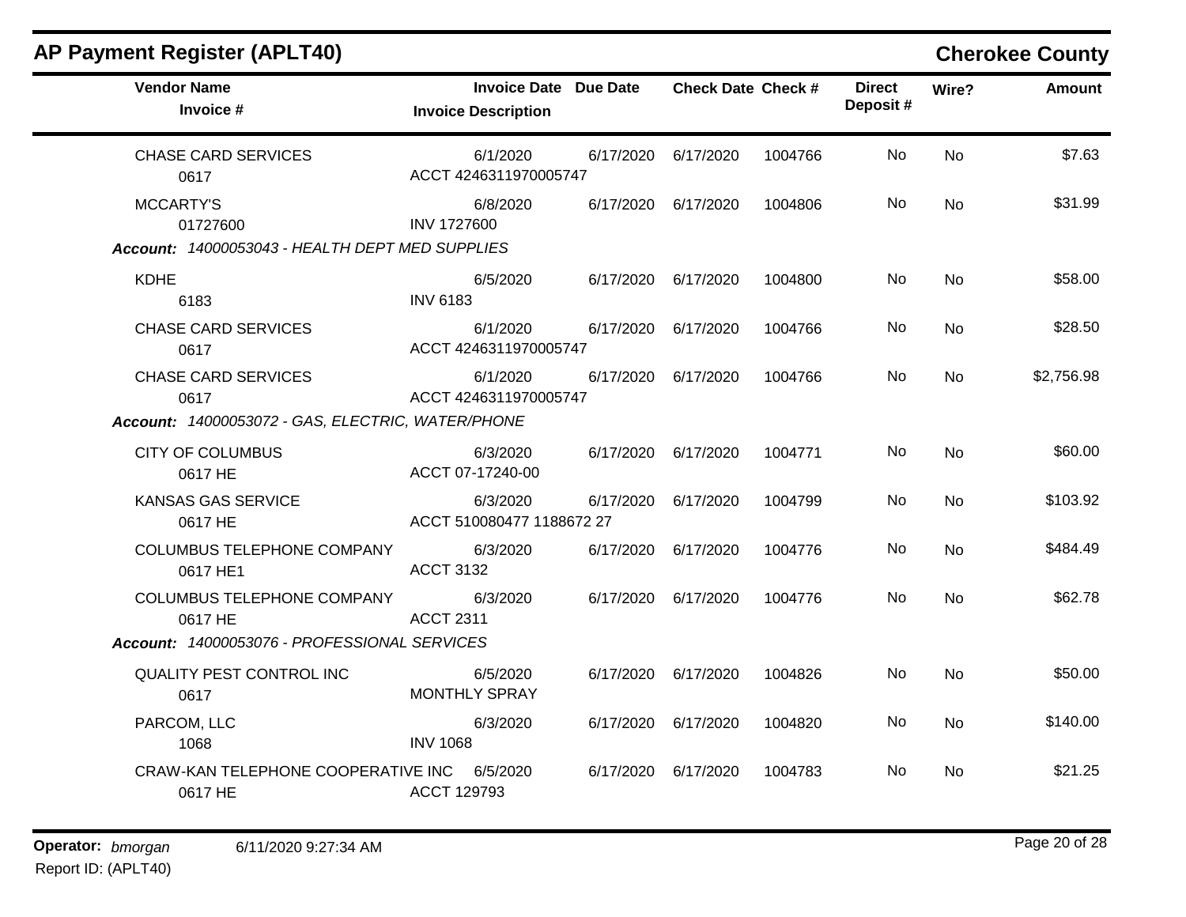## AP Payment Register (APLT40)

**Cherokee County**

| Vendor Name / Invoice # | Invoice Date / Invoice Description | Due Date | Check Date | Check # | Direct Deposit # | Wire? | Amount |
|---|---|---|---|---|---|---|---|
| CHASE CARD SERVICES<br>0617 | 6/1/2020<br>ACCT 4246311970005747 | 6/17/2020 | 6/17/2020 | 1004766 | No | No | $7.63 |
| MCCARTY'S<br>01727600 | 6/8/2020<br>INV 1727600 | 6/17/2020 | 6/17/2020 | 1004806 | No | No | $31.99 |
| ***Account:** 14000053043 - HEALTH DEPT MED SUPPLIES* | | | | | | | |
| KDHE<br>6183 | 6/5/2020<br>INV 6183 | 6/17/2020 | 6/17/2020 | 1004800 | No | No | $58.00 |
| CHASE CARD SERVICES<br>0617 | 6/1/2020<br>ACCT 4246311970005747 | 6/17/2020 | 6/17/2020 | 1004766 | No | No | $28.50 |
| CHASE CARD SERVICES<br>0617 | 6/1/2020<br>ACCT 4246311970005747 | 6/17/2020 | 6/17/2020 | 1004766 | No | No | $2,756.98 |
| ***Account:** 14000053072 - GAS, ELECTRIC, WATER/PHONE* | | | | | | | |
| CITY OF COLUMBUS<br>0617 HE | 6/3/2020<br>ACCT 07-17240-00 | 6/17/2020 | 6/17/2020 | 1004771 | No | No | $60.00 |
| KANSAS GAS SERVICE<br>0617 HE | 6/3/2020<br>ACCT 510080477 1188672 27 | 6/17/2020 | 6/17/2020 | 1004799 | No | No | $103.92 |
| COLUMBUS TELEPHONE COMPANY<br>0617 HE1 | 6/3/2020<br>ACCT 3132 | 6/17/2020 | 6/17/2020 | 1004776 | No | No | $484.49 |
| COLUMBUS TELEPHONE COMPANY<br>0617 HE | 6/3/2020<br>ACCT 2311 | 6/17/2020 | 6/17/2020 | 1004776 | No | No | $62.78 |
| ***Account:** 14000053076 - PROFESSIONAL SERVICES* | | | | | | | |
| QUALITY PEST CONTROL INC<br>0617 | 6/5/2020<br>MONTHLY SPRAY | 6/17/2020 | 6/17/2020 | 1004826 | No | No | $50.00 |
| PARCOM, LLC<br>1068 | 6/3/2020<br>INV 1068 | 6/17/2020 | 6/17/2020 | 1004820 | No | No | $140.00 |
| CRAW-KAN TELEPHONE COOPERATIVE INC<br>0617 HE | 6/5/2020<br>ACCT 129793 | 6/17/2020 | 6/17/2020 | 1004783 | No | No | $21.25 |

**Operator:** *bmorgan* 6/11/2020 9:27:34 AM

Report ID: (APLT40)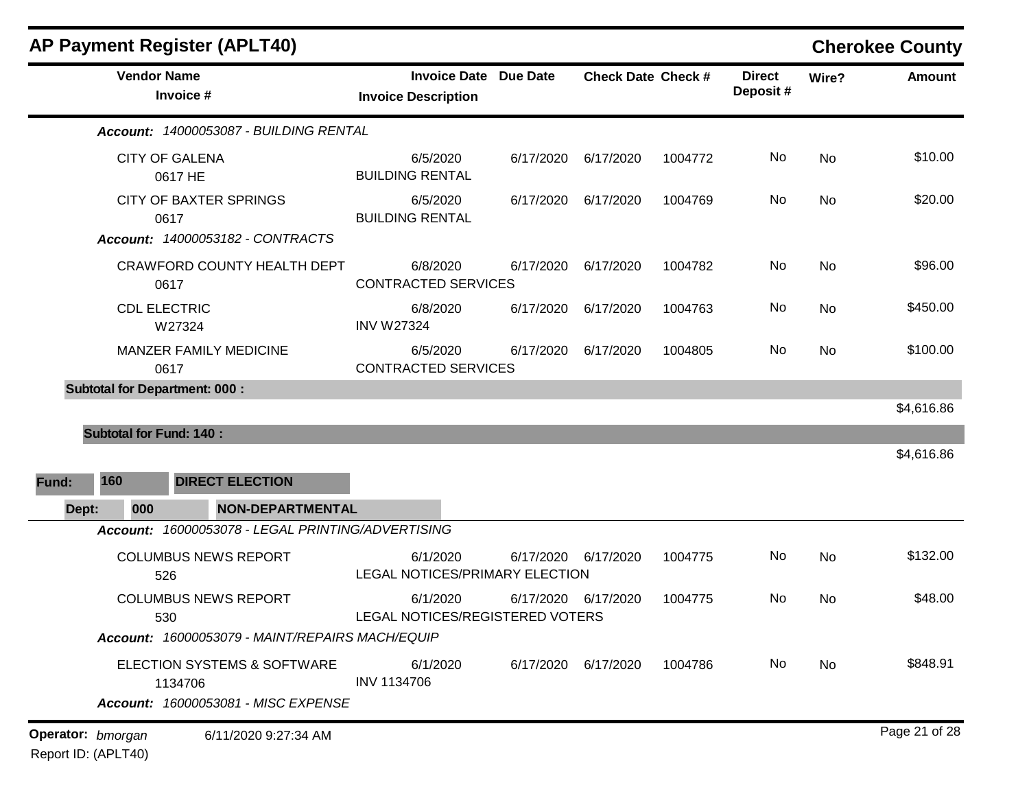## AP Payment Register (APLT40)

**Cherokee County**

| Vendor Name / Invoice # | Invoice Date / Invoice Description | Due Date | Check Date | Check # | Direct Deposit # | Wire? | Amount |
|---|---|---|---|---|---|---|---|
| ***Account: 14000053087 - BUILDING RENTAL*** | | | | | | | |
| CITY OF GALENA<br>0617 HE | 6/5/2020<br>BUILDING RENTAL | 6/17/2020 | 6/17/2020 | 1004772 | No | No | $10.00 |
| CITY OF BAXTER SPRINGS<br>0617 | 6/5/2020<br>BUILDING RENTAL | 6/17/2020 | 6/17/2020 | 1004769 | No | No | $20.00 |
| ***Account: 14000053182 - CONTRACTS*** | | | | | | | |
| CRAWFORD COUNTY HEALTH DEPT<br>0617 | 6/8/2020<br>CONTRACTED SERVICES | 6/17/2020 | 6/17/2020 | 1004782 | No | No | $96.00 |
| CDL ELECTRIC<br>W27324 | 6/8/2020<br>INV W27324 | 6/17/2020 | 6/17/2020 | 1004763 | No | No | $450.00 |
| MANZER FAMILY MEDICINE<br>0617 | 6/5/2020<br>CONTRACTED SERVICES | 6/17/2020 | 6/17/2020 | 1004805 | No | No | $100.00 |
| **Subtotal for Department: 000 :** | | | | | | | $4,616.86 |
| **Subtotal for Fund: 140 :** | | | | | | | $4,616.86 |

**Fund: 160 DIRECT ELECTION**

**Dept: 000 NON-DEPARTMENTAL**

| Vendor Name / Invoice # | Invoice Date / Invoice Description | Due Date | Check Date | Check # | Direct Deposit # | Wire? | Amount |
|---|---|---|---|---|---|---|---|
| ***Account: 16000053078 - LEGAL PRINTING/ADVERTISING*** | | | | | | | |
| COLUMBUS NEWS REPORT<br>526 | 6/1/2020<br>LEGAL NOTICES/PRIMARY ELECTION | 6/17/2020 | 6/17/2020 | 1004775 | No | No | $132.00 |
| COLUMBUS NEWS REPORT<br>530 | 6/1/2020<br>LEGAL NOTICES/REGISTERED VOTERS | 6/17/2020 | 6/17/2020 | 1004775 | No | No | $48.00 |
| ***Account: 16000053079 - MAINT/REPAIRS MACH/EQUIP*** | | | | | | | |
| ELECTION SYSTEMS & SOFTWARE<br>1134706 | 6/1/2020<br>INV 1134706 | 6/17/2020 | 6/17/2020 | 1004786 | No | No | $848.91 |
| ***Account: 16000053081 - MISC EXPENSE*** | | | | | | | |

Operator: *bmorgan* 6/11/2020 9:27:34 AM
Report ID: (APLT40)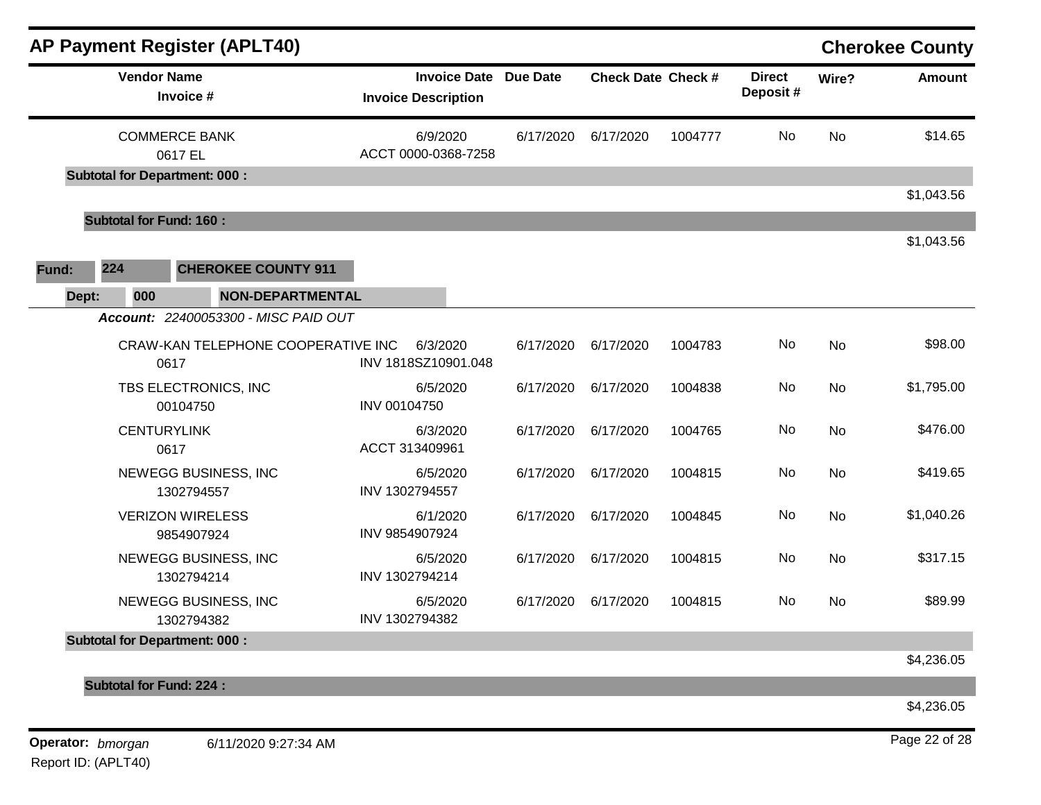# AP Payment Register (APLT40)

**Cherokee County**

| Vendor Name / Invoice # | Invoice Date / Invoice Description | Due Date | Check Date | Check # | Direct Deposit # | Wire? | Amount |
|---|---|---|---|---|---|---|---|
| COMMERCE BANK<br>0617 EL | 6/9/2020<br>ACCT 0000-0368-7258 | 6/17/2020 | 6/17/2020 | 1004777 | No | No | $14.65 |
| **Subtotal for Department: 000 :** | | | | | | | $1,043.56 |
| **Subtotal for Fund: 160 :** | | | | | | | $1,043.56 |

**Fund:** 224 **CHEROKEE COUNTY 911**

**Dept:** 000 **NON-DEPARTMENTAL**

***Account:*** *22400053300 - MISC PAID OUT*

| Vendor Name / Invoice # | Invoice Date / Invoice Description | Due Date | Check Date | Check # | Direct Deposit # | Wire? | Amount |
|---|---|---|---|---|---|---|---|
| CRAW-KAN TELEPHONE COOPERATIVE INC<br>0617 | 6/3/2020<br>INV 1818SZ10901.048 | 6/17/2020 | 6/17/2020 | 1004783 | No | No | $98.00 |
| TBS ELECTRONICS, INC<br>00104750 | 6/5/2020<br>INV 00104750 | 6/17/2020 | 6/17/2020 | 1004838 | No | No | $1,795.00 |
| CENTURYLINK<br>0617 | 6/3/2020<br>ACCT 313409961 | 6/17/2020 | 6/17/2020 | 1004765 | No | No | $476.00 |
| NEWEGG BUSINESS, INC<br>1302794557 | 6/5/2020<br>INV 1302794557 | 6/17/2020 | 6/17/2020 | 1004815 | No | No | $419.65 |
| VERIZON WIRELESS<br>9854907924 | 6/1/2020<br>INV 9854907924 | 6/17/2020 | 6/17/2020 | 1004845 | No | No | $1,040.26 |
| NEWEGG BUSINESS, INC<br>1302794214 | 6/5/2020<br>INV 1302794214 | 6/17/2020 | 6/17/2020 | 1004815 | No | No | $317.15 |
| NEWEGG BUSINESS, INC<br>1302794382 | 6/5/2020<br>INV 1302794382 | 6/17/2020 | 6/17/2020 | 1004815 | No | No | $89.99 |
| **Subtotal for Department: 000 :** | | | | | | | $4,236.05 |
| **Subtotal for Fund: 224 :** | | | | | | | $4,236.05 |

**Operator:** *bmorgan* 6/11/2020 9:27:34 AM

Report ID: (APLT40)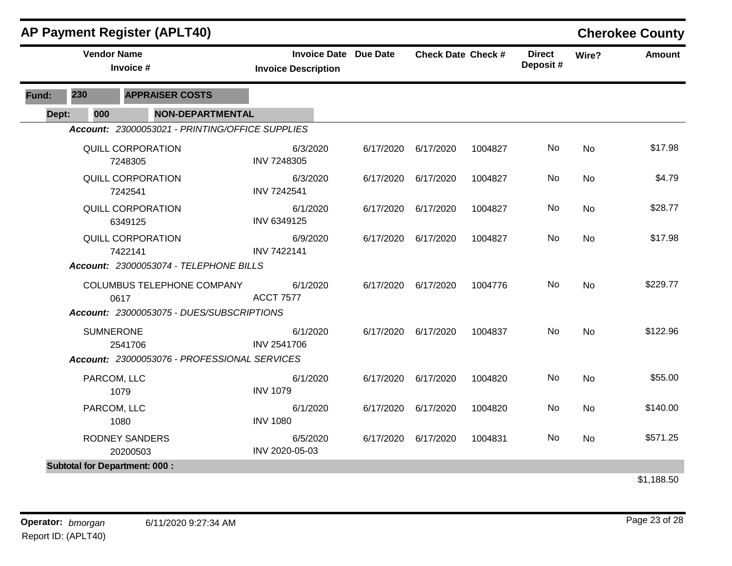# AP Payment Register (APLT40)

**Cherokee County**

| Vendor Name / Invoice # | Invoice Date / Invoice Description | Due Date | Check Date | Check # | Direct Deposit # | Wire? | Amount |
|---|---|---|---|---|---|---|---|
| **Fund: 230 APPRAISER COSTS** | | | | | | | |
| **Dept: 000 NON-DEPARTMENTAL** | | | | | | | |
| ***Account: 23000053021 - PRINTING/OFFICE SUPPLIES*** | | | | | | | |
| QUILL CORPORATION<br>7248305 | 6/3/2020<br>INV 7248305 | 6/17/2020 | 6/17/2020 | 1004827 | No | No | $17.98 |
| QUILL CORPORATION<br>7242541 | 6/3/2020<br>INV 7242541 | 6/17/2020 | 6/17/2020 | 1004827 | No | No | $4.79 |
| QUILL CORPORATION<br>6349125 | 6/1/2020<br>INV 6349125 | 6/17/2020 | 6/17/2020 | 1004827 | No | No | $28.77 |
| QUILL CORPORATION<br>7422141 | 6/9/2020<br>INV 7422141 | 6/17/2020 | 6/17/2020 | 1004827 | No | No | $17.98 |
| ***Account: 23000053074 - TELEPHONE BILLS*** | | | | | | | |
| COLUMBUS TELEPHONE COMPANY<br>0617 | 6/1/2020<br>ACCT 7577 | 6/17/2020 | 6/17/2020 | 1004776 | No | No | $229.77 |
| ***Account: 23000053075 - DUES/SUBSCRIPTIONS*** | | | | | | | |
| SUMNERONE<br>2541706 | 6/1/2020<br>INV 2541706 | 6/17/2020 | 6/17/2020 | 1004837 | No | No | $122.96 |
| ***Account: 23000053076 - PROFESSIONAL SERVICES*** | | | | | | | |
| PARCOM, LLC<br>1079 | 6/1/2020<br>INV 1079 | 6/17/2020 | 6/17/2020 | 1004820 | No | No | $55.00 |
| PARCOM, LLC<br>1080 | 6/1/2020<br>INV 1080 | 6/17/2020 | 6/17/2020 | 1004820 | No | No | $140.00 |
| RODNEY SANDERS<br>20200503 | 6/5/2020<br>INV 2020-05-03 | 6/17/2020 | 6/17/2020 | 1004831 | No | No | $571.25 |
| **Subtotal for Department: 000 :** | | | | | | | $1,188.50 |

**Operator:** *bmorgan* 6/11/2020 9:27:34 AM

Report ID: (APLT40)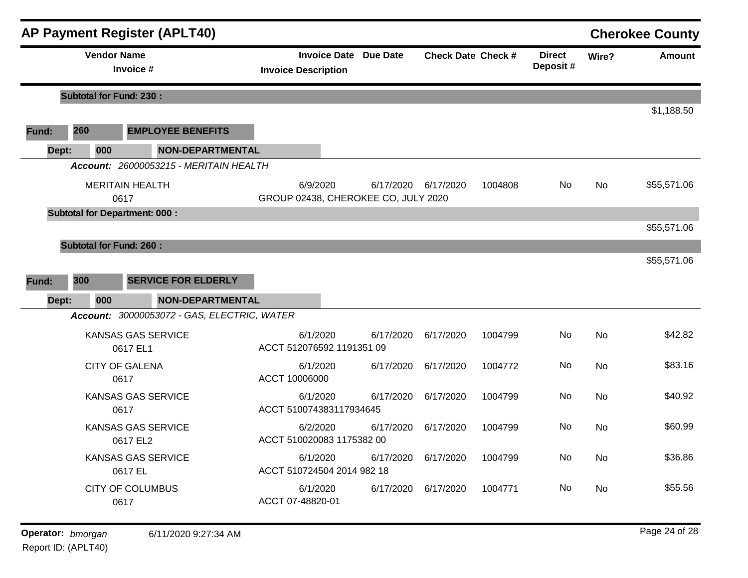# AP Payment Register (APLT40)

## Cherokee County

| Vendor Name / Invoice # | Invoice Date / Invoice Description | Due Date | Check Date | Check # | Direct Deposit # | Wire? | Amount |
|---|---|---|---|---|---|---|---|
| **Subtotal for Fund: 230 :** | | | | | | | $1,188.50 |

**Fund: 260 EMPLOYEE BENEFITS**

**Dept: 000 NON-DEPARTMENTAL**

***Account:*** *26000053215 - MERITAIN HEALTH*

| Vendor Name / Invoice # | Invoice Date / Invoice Description | Due Date | Check Date | Check # | Direct Deposit # | Wire? | Amount |
|---|---|---|---|---|---|---|---|
| MERITAIN HEALTH / 0617 | 6/9/2020 / GROUP 02438, CHEROKEE CO, JULY 2020 | 6/17/2020 | 6/17/2020 | 1004808 | No | No | $55,571.06 |
| **Subtotal for Department: 000 :** | | | | | | | $55,571.06 |
| **Subtotal for Fund: 260 :** | | | | | | | $55,571.06 |

**Fund: 300 SERVICE FOR ELDERLY**

**Dept: 000 NON-DEPARTMENTAL**

***Account:*** *30000053072 - GAS, ELECTRIC, WATER*

| Vendor Name / Invoice # | Invoice Date / Invoice Description | Due Date | Check Date | Check # | Direct Deposit # | Wire? | Amount |
|---|---|---|---|---|---|---|---|
| KANSAS GAS SERVICE / 0617 EL1 | 6/1/2020 / ACCT 512076592 1191351 09 | 6/17/2020 | 6/17/2020 | 1004799 | No | No | $42.82 |
| CITY OF GALENA / 0617 | 6/1/2020 / ACCT 10006000 | 6/17/2020 | 6/17/2020 | 1004772 | No | No | $83.16 |
| KANSAS GAS SERVICE / 0617 | 6/1/2020 / ACCT 510074383117934645 | 6/17/2020 | 6/17/2020 | 1004799 | No | No | $40.92 |
| KANSAS GAS SERVICE / 0617 EL2 | 6/2/2020 / ACCT 510020083 1175382 00 | 6/17/2020 | 6/17/2020 | 1004799 | No | No | $60.99 |
| KANSAS GAS SERVICE / 0617 EL | 6/1/2020 / ACCT 510724504 2014 982 18 | 6/17/2020 | 6/17/2020 | 1004799 | No | No | $36.86 |
| CITY OF COLUMBUS / 0617 | 6/1/2020 / ACCT 07-48820-01 | 6/17/2020 | 6/17/2020 | 1004771 | No | No | $55.56 |

**Operator:** *bmorgan* 6/11/2020 9:27:34 AM
Report ID: (APLT40)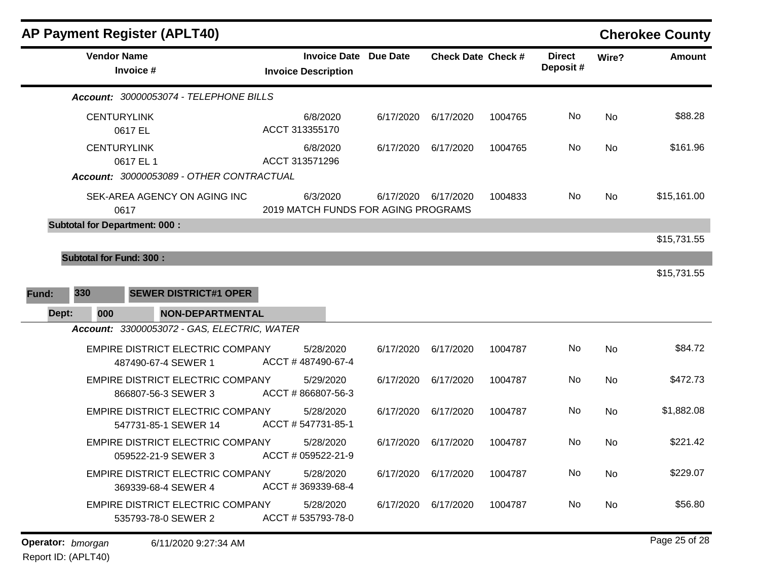## AP Payment Register (APLT40)

**Cherokee County**

| Vendor Name / Invoice # | Invoice Date / Invoice Description | Due Date | Check Date | Check # | Direct Deposit # | Wire? | Amount |
|---|---|---|---|---|---|---|---|
| ***Account:** 30000053074 - TELEPHONE BILLS* | | | | | | | |
| CENTURYLINK<br>0617 EL | 6/8/2020<br>ACCT 313355170 | 6/17/2020 | 6/17/2020 | 1004765 | No | No | $88.28 |
| CENTURYLINK<br>0617 EL 1 | 6/8/2020<br>ACCT 313571296 | 6/17/2020 | 6/17/2020 | 1004765 | No | No | $161.96 |
| ***Account:** 30000053089 - OTHER CONTRACTUAL* | | | | | | | |
| SEK-AREA AGENCY ON AGING INC<br>0617 | 6/3/2020<br>2019 MATCH FUNDS FOR AGING PROGRAMS | 6/17/2020 | 6/17/2020 | 1004833 | No | No | $15,161.00 |
| **Subtotal for Department: 000 :** | | | | | | | $15,731.55 |
| **Subtotal for Fund: 300 :** | | | | | | | $15,731.55 |

**Fund:** 330 **SEWER DISTRICT#1 OPER**

**Dept:** 000 **NON-DEPARTMENTAL**

| Vendor Name / Invoice # | Invoice Date / Invoice Description | Due Date | Check Date | Check # | Direct Deposit # | Wire? | Amount |
|---|---|---|---|---|---|---|---|
| ***Account:** 33000053072 - GAS, ELECTRIC, WATER* | | | | | | | |
| EMPIRE DISTRICT ELECTRIC COMPANY<br>487490-67-4 SEWER 1 | 5/28/2020<br>ACCT # 487490-67-4 | 6/17/2020 | 6/17/2020 | 1004787 | No | No | $84.72 |
| EMPIRE DISTRICT ELECTRIC COMPANY<br>866807-56-3 SEWER 3 | 5/29/2020<br>ACCT # 866807-56-3 | 6/17/2020 | 6/17/2020 | 1004787 | No | No | $472.73 |
| EMPIRE DISTRICT ELECTRIC COMPANY<br>547731-85-1 SEWER 14 | 5/28/2020<br>ACCT # 547731-85-1 | 6/17/2020 | 6/17/2020 | 1004787 | No | No | $1,882.08 |
| EMPIRE DISTRICT ELECTRIC COMPANY<br>059522-21-9 SEWER 3 | 5/28/2020<br>ACCT # 059522-21-9 | 6/17/2020 | 6/17/2020 | 1004787 | No | No | $221.42 |
| EMPIRE DISTRICT ELECTRIC COMPANY<br>369339-68-4 SEWER 4 | 5/28/2020<br>ACCT # 369339-68-4 | 6/17/2020 | 6/17/2020 | 1004787 | No | No | $229.07 |
| EMPIRE DISTRICT ELECTRIC COMPANY<br>535793-78-0 SEWER 2 | 5/28/2020<br>ACCT # 535793-78-0 | 6/17/2020 | 6/17/2020 | 1004787 | No | No | $56.80 |

**Operator:** *bmorgan* 6/11/2020 9:27:34 AM

Report ID: (APLT40)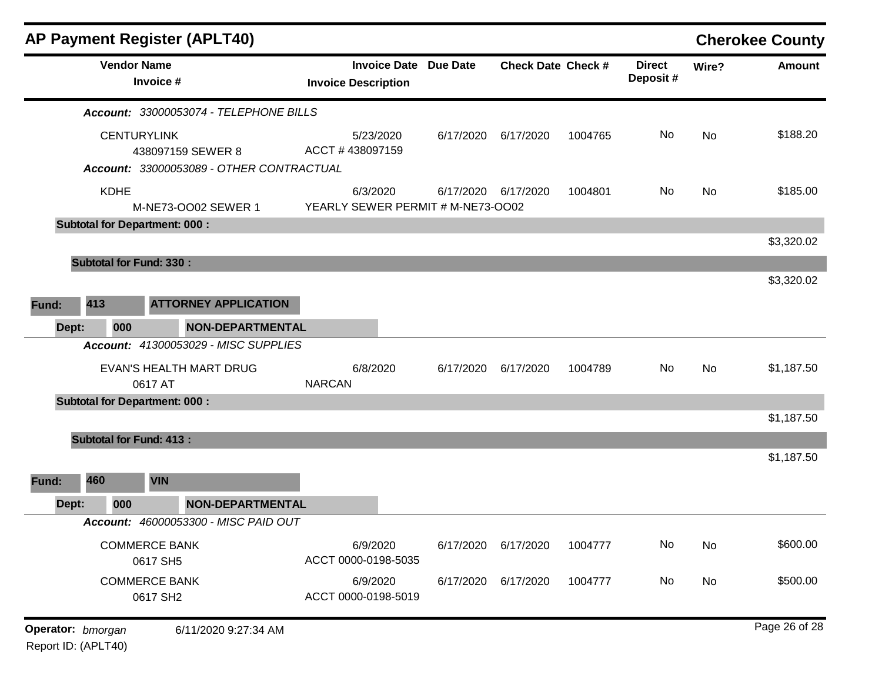## AP Payment Register (APLT40)

**Cherokee County**

| Vendor Name / Invoice # | Invoice Date / Invoice Description | Due Date | Check Date | Check # | Direct Deposit # | Wire? | Amount |
|---|---|---|---|---|---|---|---|
| ***Account:** 33000053074 - TELEPHONE BILLS* | | | | | | | |
| CENTURYLINK<br>438097159 SEWER 8 | 5/23/2020<br>ACCT # 438097159 | 6/17/2020 | 6/17/2020 | 1004765 | No | No | $188.20 |
| ***Account:** 33000053089 - OTHER CONTRACTUAL* | | | | | | | |
| KDHE<br>M-NE73-OO02 SEWER 1 | 6/3/2020<br>YEARLY SEWER PERMIT # M-NE73-OO02 | 6/17/2020 | 6/17/2020 | 1004801 | No | No | $185.00 |
| **Subtotal for Department: 000 :** | | | | | | | $3,320.02 |
| **Subtotal for Fund: 330 :** | | | | | | | $3,320.02 |
| **Fund: 413 ATTORNEY APPLICATION** | | | | | | | |
| **Dept: 000 NON-DEPARTMENTAL** | | | | | | | |
| ***Account:** 41300053029 - MISC SUPPLIES* | | | | | | | |
| EVAN'S HEALTH MART DRUG<br>0617 AT | 6/8/2020<br>NARCAN | 6/17/2020 | 6/17/2020 | 1004789 | No | No | $1,187.50 |
| **Subtotal for Department: 000 :** | | | | | | | $1,187.50 |
| **Subtotal for Fund: 413 :** | | | | | | | $1,187.50 |
| **Fund: 460 VIN** | | | | | | | |
| **Dept: 000 NON-DEPARTMENTAL** | | | | | | | |
| ***Account:** 46000053300 - MISC PAID OUT* | | | | | | | |
| COMMERCE BANK<br>0617 SH5 | 6/9/2020<br>ACCT 0000-0198-5035 | 6/17/2020 | 6/17/2020 | 1004777 | No | No | $600.00 |
| COMMERCE BANK<br>0617 SH2 | 6/9/2020<br>ACCT 0000-0198-5019 | 6/17/2020 | 6/17/2020 | 1004777 | No | No | $500.00 |

**Operator:** *bmorgan* 6/11/2020 9:27:34 AM

Report ID: (APLT40)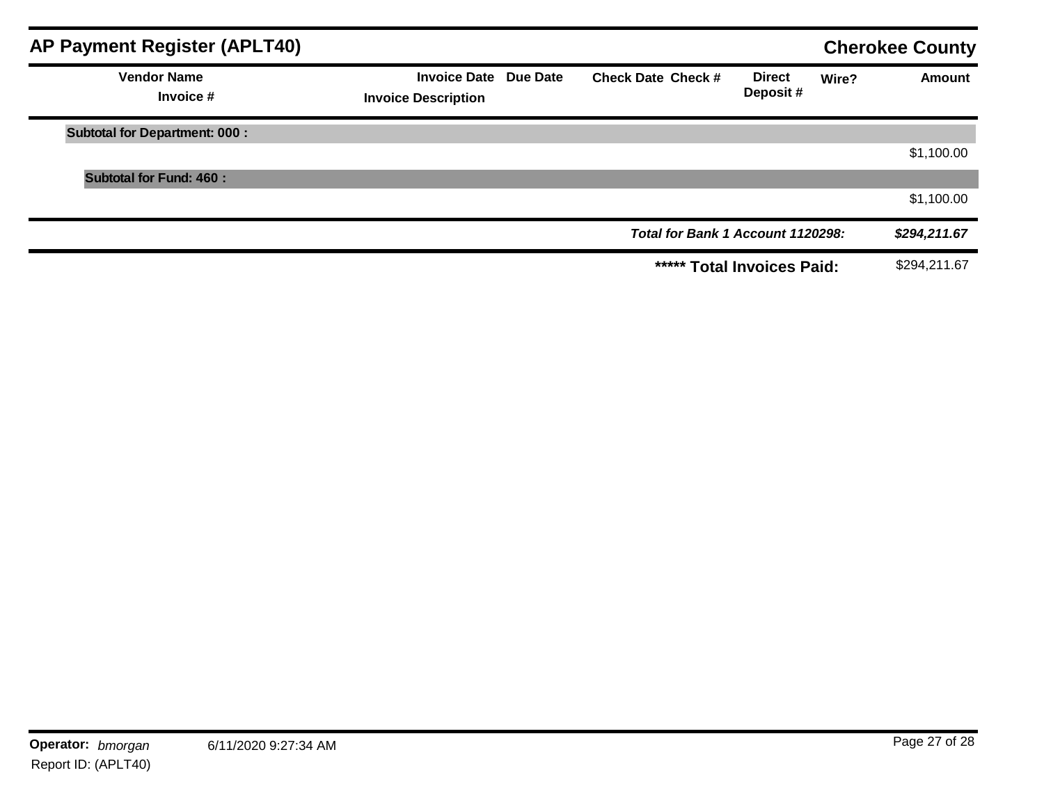## AP Payment Register (APLT40)

**Cherokee County**

| Vendor Name / Invoice # | Invoice Date / Invoice Description | Due Date | Check Date | Check # | Direct Deposit # | Wire? | Amount |
|---|---|---|---|---|---|---|---|
| **Subtotal for Department: 000 :** | | | | | | | $1,100.00 |
| **Subtotal for Fund: 460 :** | | | | | | | $1,100.00 |
| | | | | | ***Total for Bank 1 Account 1120298:*** | | ***$294,211.67*** |
| | | | | | **\*\*\*\*\* Total Invoices Paid:** | | $294,211.67 |

**Operator:** *bmorgan* 6/11/2020 9:27:34 AM

Report ID: (APLT40)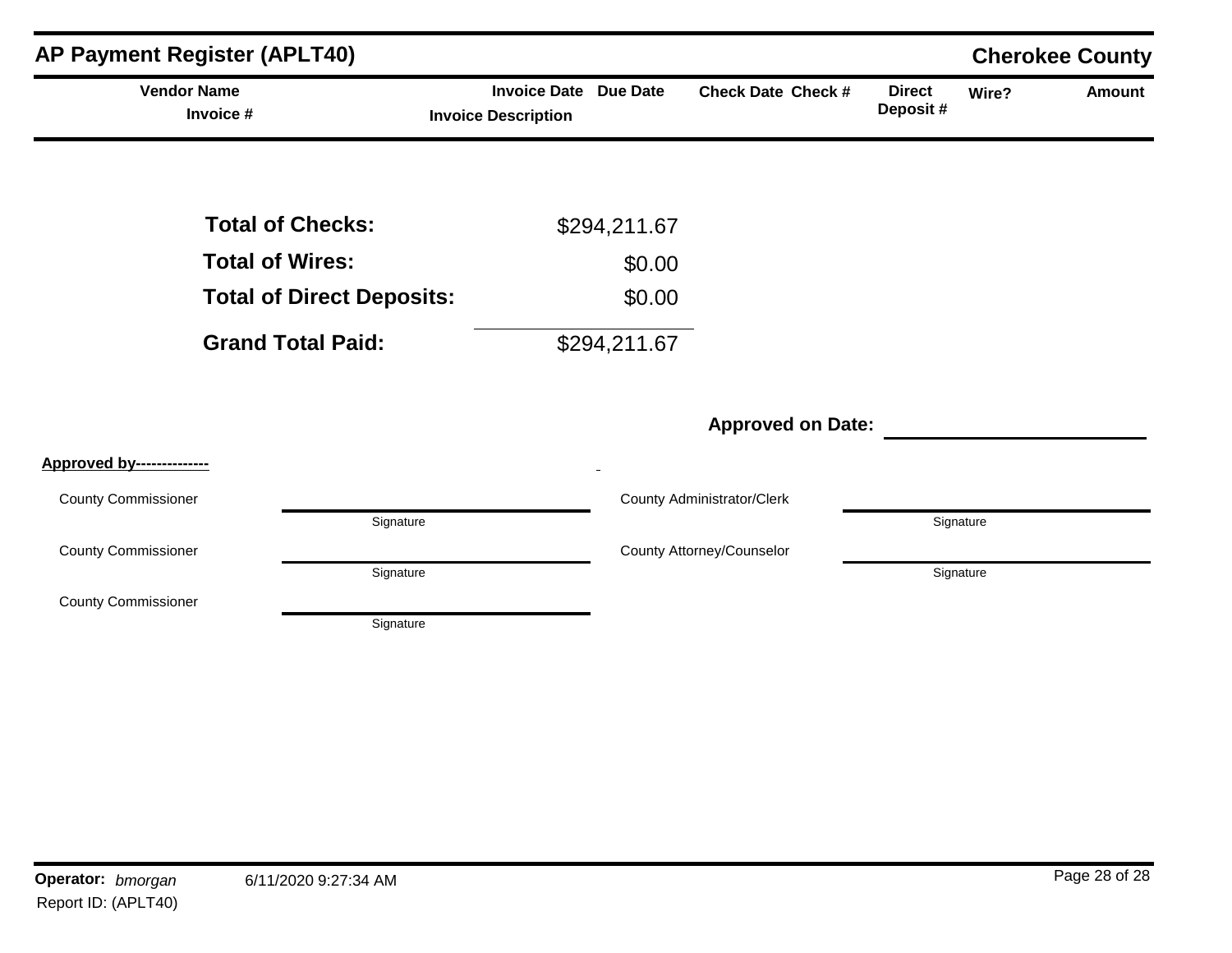## AP Payment Register (APLT40)

**Cherokee County**

| Vendor Name / Invoice # | Invoice Date / Invoice Description | Due Date | Check Date | Check # | Direct Deposit # | Wire? | Amount |
|---|---|---|---|---|---|---|---|

| | |
|---|---|
| **Total of Checks:** | $294,211.67 |
| **Total of Wires:** | $0.00 |
| **Total of Direct Deposits:** | $0.00 |
| **Grand Total Paid:** | $294,211.67 |

**Approved on Date:** ____________________

**Approved by--------------**

County Commissioner ____________________ Signature

County Commissioner ____________________ Signature

County Commissioner ____________________ Signature

County Administrator/Clerk ____________________ Signature

County Attorney/Counselor ____________________ Signature

**Operator:** *bmorgan* 6/11/2020 9:27:34 AM

Report ID: (APLT40)